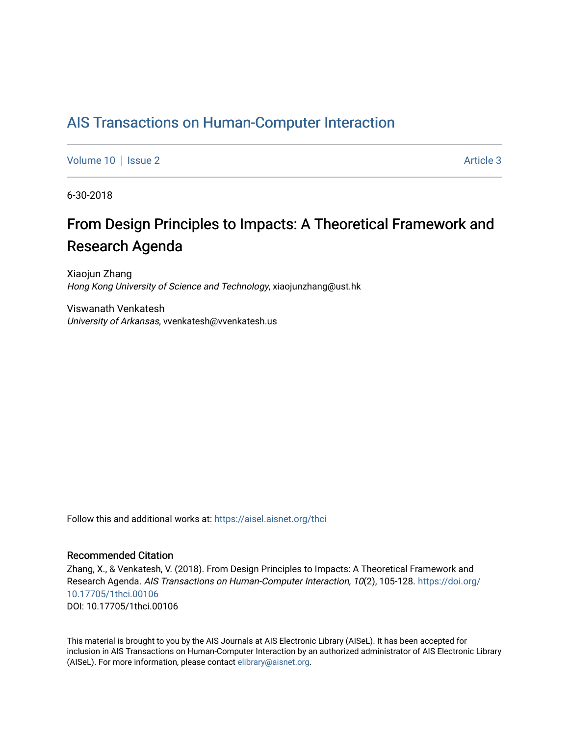# AIS Transactions on Human-Computer Interaction

Volume 10 | Issue 2 | Article 3

6-30-2018

## From Design Principles to Impacts: A Theoretical Framework and Research Agenda

Xiaojun Zhang
*Hong Kong University of Science and Technology*, xiaojunzhang@ust.hk

Viswanath Venkatesh
*University of Arkansas*, vvenkatesh@vvenkatesh.us

Follow this and additional works at: https://aisel.aisnet.org/thci

### Recommended Citation

Zhang, X., & Venkatesh, V. (2018). From Design Principles to Impacts: A Theoretical Framework and Research Agenda. *AIS Transactions on Human-Computer Interaction, 10*(2), 105-128. https://doi.org/10.17705/1thci.00106
DOI: 10.17705/1thci.00106

This material is brought to you by the AIS Journals at AIS Electronic Library (AISeL). It has been accepted for inclusion in AIS Transactions on Human-Computer Interaction by an authorized administrator of AIS Electronic Library (AISeL). For more information, please contact elibrary@aisnet.org.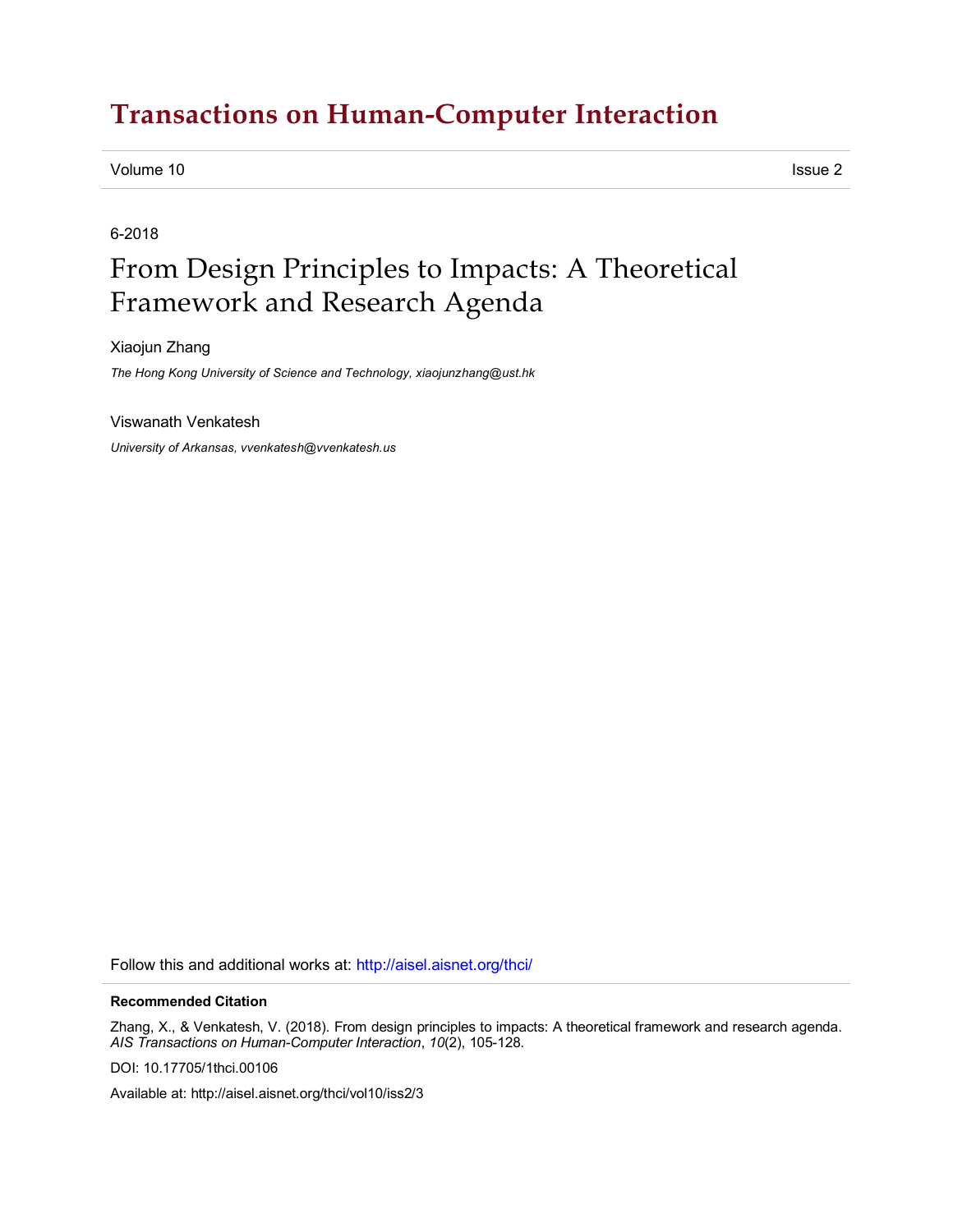# Transactions on Human-Computer Interaction

Volume 10 Issue 2

6-2018

# From Design Principles to Impacts: A Theoretical Framework and Research Agenda

Xiaojun Zhang

*The Hong Kong University of Science and Technology, xiaojunzhang@ust.hk*

Viswanath Venkatesh

*University of Arkansas, vvenkatesh@vvenkatesh.us*

Follow this and additional works at: http://aisel.aisnet.org/thci/

**Recommended Citation**

Zhang, X., & Venkatesh, V. (2018). From design principles to impacts: A theoretical framework and research agenda. *AIS Transactions on Human-Computer Interaction*, *10*(2), 105-128.

DOI: 10.17705/1thci.00106

Available at: http://aisel.aisnet.org/thci/vol10/iss2/3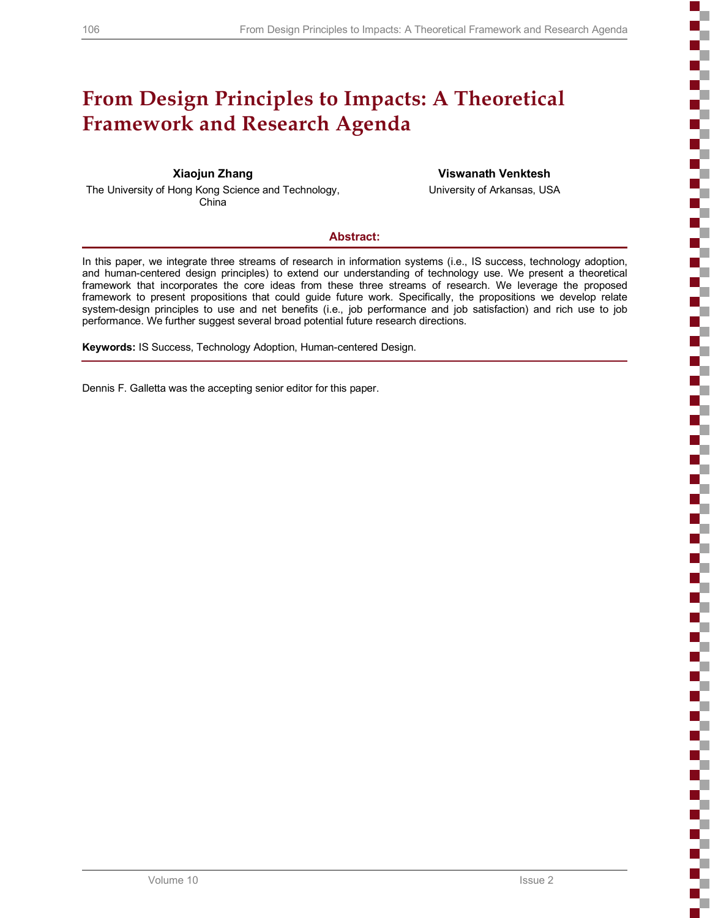# From Design Principles to Impacts: A Theoretical Framework and Research Agenda

**Xiaojun Zhang**
The University of Hong Kong Science and Technology, China

**Viswanath Venktesh**
University of Arkansas, USA

## Abstract:

In this paper, we integrate three streams of research in information systems (i.e., IS success, technology adoption, and human-centered design principles) to extend our understanding of technology use. We present a theoretical framework that incorporates the core ideas from these three streams of research. We leverage the proposed framework to present propositions that could guide future work. Specifically, the propositions we develop relate system-design principles to use and net benefits (i.e., job performance and job satisfaction) and rich use to job performance. We further suggest several broad potential future research directions.

**Keywords:** IS Success, Technology Adoption, Human-centered Design.

Dennis F. Galletta was the accepting senior editor for this paper.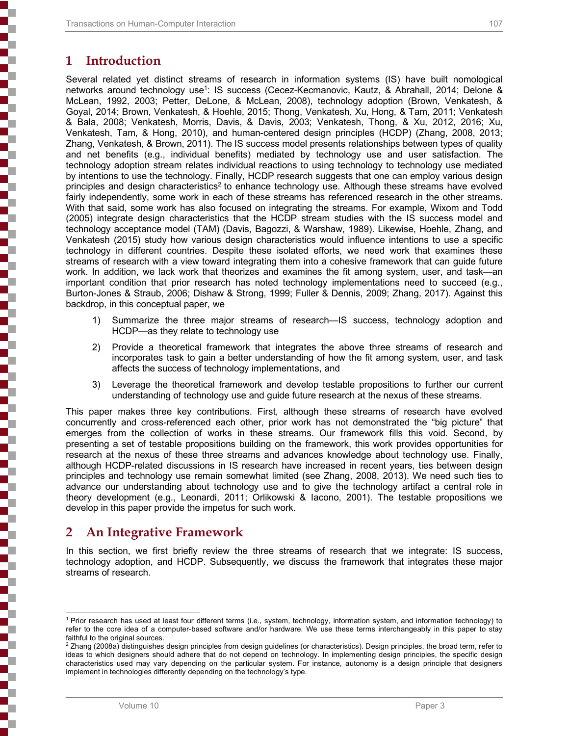# 1 Introduction

Several related yet distinct streams of research in information systems (IS) have built nomological networks around technology use[1]: IS success (Cecez-Kecmanovic, Kautz, & Abrahall, 2014; Delone & McLean, 1992, 2003; Petter, DeLone, & McLean, 2008), technology adoption (Brown, Venkatesh, & Goyal, 2014; Brown, Venkatesh, & Hoehle, 2015; Thong, Venkatesh, Xu, Hong, & Tam, 2011; Venkatesh & Bala, 2008; Venkatesh, Morris, Davis, & Davis, 2003; Venkatesh, Thong, & Xu, 2012, 2016; Xu, Venkatesh, Tam, & Hong, 2010), and human-centered design principles (HCDP) (Zhang, 2008, 2013; Zhang, Venkatesh, & Brown, 2011). The IS success model presents relationships between types of quality and net benefits (e.g., individual benefits) mediated by technology use and user satisfaction. The technology adoption stream relates individual reactions to using technology to technology use mediated by intentions to use the technology. Finally, HCDP research suggests that one can employ various design principles and design characteristics[2] to enhance technology use. Although these streams have evolved fairly independently, some work in each of these streams has referenced research in the other streams. With that said, some work has also focused on integrating the streams. For example, Wixom and Todd (2005) integrate design characteristics that the HCDP stream studies with the IS success model and technology acceptance model (TAM) (Davis, Bagozzi, & Warshaw, 1989). Likewise, Hoehle, Zhang, and Venkatesh (2015) study how various design characteristics would influence intentions to use a specific technology in different countries. Despite these isolated efforts, we need work that examines these streams of research with a view toward integrating them into a cohesive framework that can guide future work. In addition, we lack work that theorizes and examines the fit among system, user, and task—an important condition that prior research has noted technology implementations need to succeed (e.g., Burton-Jones & Straub, 2006; Dishaw & Strong, 1999; Fuller & Dennis, 2009; Zhang, 2017). Against this backdrop, in this conceptual paper, we

1) Summarize the three major streams of research—IS success, technology adoption and HCDP—as they relate to technology use
2) Provide a theoretical framework that integrates the above three streams of research and incorporates task to gain a better understanding of how the fit among system, user, and task affects the success of technology implementations, and
3) Leverage the theoretical framework and develop testable propositions to further our current understanding of technology use and guide future research at the nexus of these streams.

This paper makes three key contributions. First, although these streams of research have evolved concurrently and cross-referenced each other, prior work has not demonstrated the "big picture" that emerges from the collection of works in these streams. Our framework fills this void. Second, by presenting a set of testable propositions building on the framework, this work provides opportunities for research at the nexus of these three streams and advances knowledge about technology use. Finally, although HCDP-related discussions in IS research have increased in recent years, ties between design principles and technology use remain somewhat limited (see Zhang, 2008, 2013). We need such ties to advance our understanding about technology use and to give the technology artifact a central role in theory development (e.g., Leonardi, 2011; Orlikowski & Iacono, 2001). The testable propositions we develop in this paper provide the impetus for such work.

# 2 An Integrative Framework

In this section, we first briefly review the three streams of research that we integrate: IS success, technology adoption, and HCDP. Subsequently, we discuss the framework that integrates these major streams of research.

---

[1] Prior research has used at least four different terms (i.e., system, technology, information system, and information technology) to refer to the core idea of a computer-based software and/or hardware. We use these terms interchangeably in this paper to stay faithful to the original sources.

[2] Zhang (2008a) distinguishes design principles from design guidelines (or characteristics). Design principles, the broad term, refer to ideas to which designers should adhere that do not depend on technology. In implementing design principles, the specific design characteristics used may vary depending on the particular system. For instance, autonomy is a design principle that designers implement in technologies differently depending on the technology's type.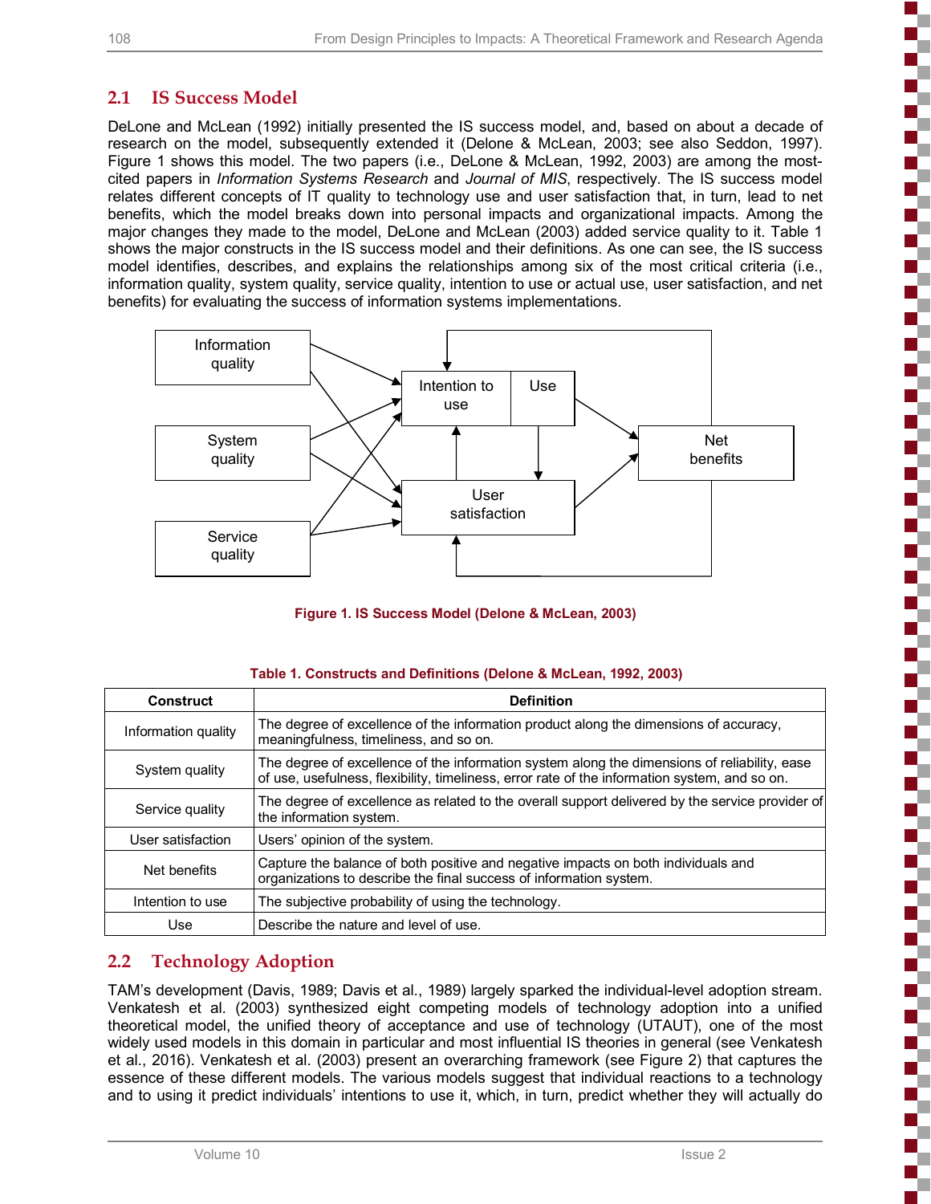## 2.1 IS Success Model

DeLone and McLean (1992) initially presented the IS success model, and, based on about a decade of research on the model, subsequently extended it (Delone & McLean, 2003; see also Seddon, 1997). Figure 1 shows this model. The two papers (i.e., DeLone & McLean, 1992, 2003) are among the most-cited papers in *Information Systems Research* and *Journal of MIS*, respectively. The IS success model relates different concepts of IT quality to technology use and user satisfaction that, in turn, lead to net benefits, which the model breaks down into personal impacts and organizational impacts. Among the major changes they made to the model, DeLone and McLean (2003) added service quality to it. Table 1 shows the major constructs in the IS success model and their definitions. As one can see, the IS success model identifies, describes, and explains the relationships among six of the most critical criteria (i.e., information quality, system quality, service quality, intention to use or actual use, user satisfaction, and net benefits) for evaluating the success of information systems implementations.

**Figure 1. IS Success Model (Delone & McLean, 2003)**

**Table 1. Constructs and Definitions (Delone & McLean, 1992, 2003)**

| Construct | Definition |
|---|---|
| Information quality | The degree of excellence of the information product along the dimensions of accuracy, meaningfulness, timeliness, and so on. |
| System quality | The degree of excellence of the information system along the dimensions of reliability, ease of use, usefulness, flexibility, timeliness, error rate of the information system, and so on. |
| Service quality | The degree of excellence as related to the overall support delivered by the service provider of the information system. |
| User satisfaction | Users' opinion of the system. |
| Net benefits | Capture the balance of both positive and negative impacts on both individuals and organizations to describe the final success of information system. |
| Intention to use | The subjective probability of using the technology. |
| Use | Describe the nature and level of use. |

## 2.2 Technology Adoption

TAM's development (Davis, 1989; Davis et al., 1989) largely sparked the individual-level adoption stream. Venkatesh et al. (2003) synthesized eight competing models of technology adoption into a unified theoretical model, the unified theory of acceptance and use of technology (UTAUT), one of the most widely used models in this domain in particular and most influential IS theories in general (see Venkatesh et al., 2016). Venkatesh et al. (2003) present an overarching framework (see Figure 2) that captures the essence of these different models. The various models suggest that individual reactions to a technology and to using it predict individuals' intentions to use it, which, in turn, predict whether they will actually do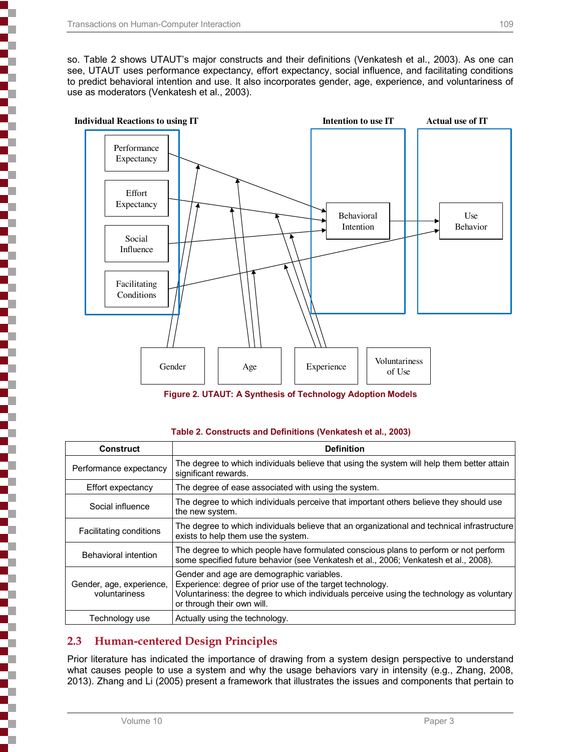so. Table 2 shows UTAUT's major constructs and their definitions (Venkatesh et al., 2003). As one can see, UTAUT uses performance expectancy, effort expectancy, social influence, and facilitating conditions to predict behavioral intention and use. It also incorporates gender, age, experience, and voluntariness of use as moderators (Venkatesh et al., 2003).

Figure 2. UTAUT: A Synthesis of Technology Adoption Models

Table 2. Constructs and Definitions (Venkatesh et al., 2003)

| Construct | Definition |
|---|---|
| Performance expectancy | The degree to which individuals believe that using the system will help them better attain significant rewards. |
| Effort expectancy | The degree of ease associated with using the system. |
| Social influence | The degree to which individuals perceive that important others believe they should use the new system. |
| Facilitating conditions | The degree to which individuals believe that an organizational and technical infrastructure exists to help them use the system. |
| Behavioral intention | The degree to which people have formulated conscious plans to perform or not perform some specified future behavior (see Venkatesh et al., 2006; Venkatesh et al., 2008). |
| Gender, age, experience, voluntariness | Gender and age are demographic variables.<br>Experience: degree of prior use of the target technology.<br>Voluntariness: the degree to which individuals perceive using the technology as voluntary or through their own will. |
| Technology use | Actually using the technology. |

## 2.3 Human-centered Design Principles

Prior literature has indicated the importance of drawing from a system design perspective to understand what causes people to use a system and why the usage behaviors vary in intensity (e.g., Zhang, 2008, 2013). Zhang and Li (2005) present a framework that illustrates the issues and components that pertain to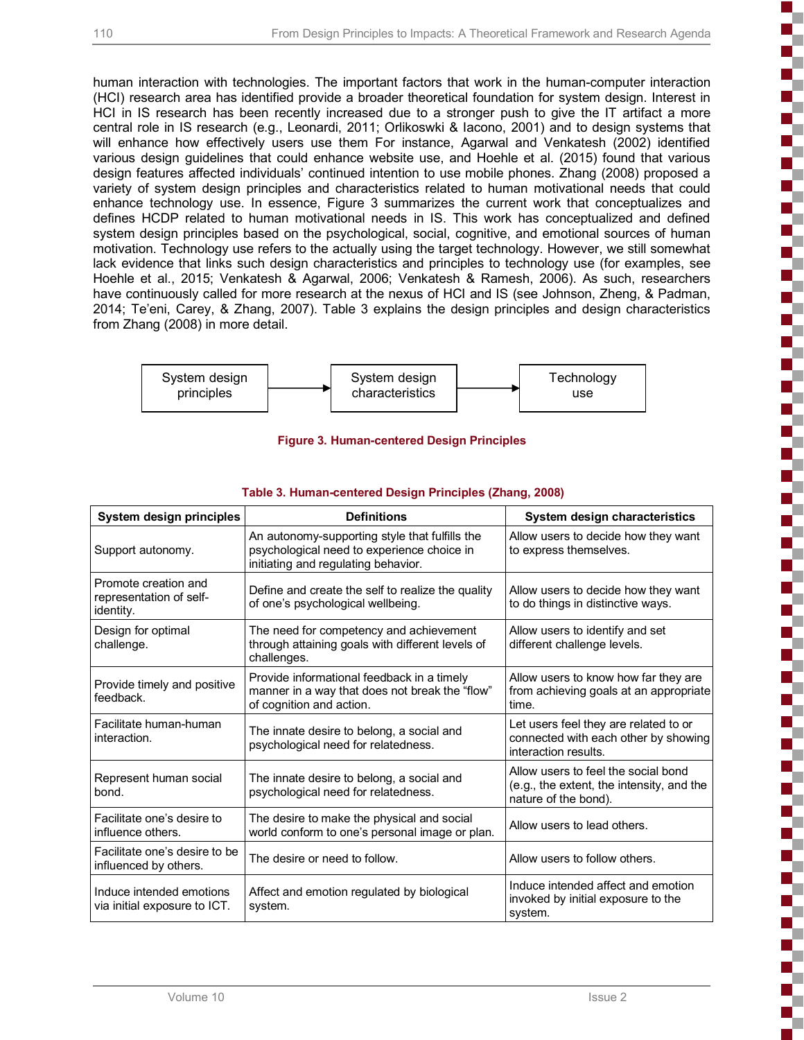human interaction with technologies. The important factors that work in the human-computer interaction (HCI) research area has identified provide a broader theoretical foundation for system design. Interest in HCI in IS research has been recently increased due to a stronger push to give the IT artifact a more central role in IS research (e.g., Leonardi, 2011; Orlikowski & Iacono, 2001) and to design systems that will enhance how effectively users use them For instance, Agarwal and Venkatesh (2002) identified various design guidelines that could enhance website use, and Hoehle et al. (2015) found that various design features affected individuals' continued intention to use mobile phones. Zhang (2008) proposed a variety of system design principles and characteristics related to human motivational needs that could enhance technology use. In essence, Figure 3 summarizes the current work that conceptualizes and defines HCDP related to human motivational needs in IS. This work has conceptualized and defined system design principles based on the psychological, social, cognitive, and emotional sources of human motivation. Technology use refers to the actually using the target technology. However, we still somewhat lack evidence that links such design characteristics and principles to technology use (for examples, see Hoehle et al., 2015; Venkatesh & Agarwal, 2006; Venkatesh & Ramesh, 2006). As such, researchers have continuously called for more research at the nexus of HCI and IS (see Johnson, Zheng, & Padman, 2014; Te'eni, Carey, & Zhang, 2007). Table 3 explains the design principles and design characteristics from Zhang (2008) in more detail.

System design principles → System design characteristics → Technology use

**Figure 3. Human-centered Design Principles**

**Table 3. Human-centered Design Principles (Zhang, 2008)**

| System design principles | Definitions | System design characteristics |
|---|---|---|
| Support autonomy. | An autonomy-supporting style that fulfills the psychological need to experience choice in initiating and regulating behavior. | Allow users to decide how they want to express themselves. |
| Promote creation and representation of self-identity. | Define and create the self to realize the quality of one's psychological wellbeing. | Allow users to decide how they want to do things in distinctive ways. |
| Design for optimal challenge. | The need for competency and achievement through attaining goals with different levels of challenges. | Allow users to identify and set different challenge levels. |
| Provide timely and positive feedback. | Provide informational feedback in a timely manner in a way that does not break the "flow" of cognition and action. | Allow users to know how far they are from achieving goals at an appropriate time. |
| Facilitate human-human interaction. | The innate desire to belong, a social and psychological need for relatedness. | Let users feel they are related to or connected with each other by showing interaction results. |
| Represent human social bond. | The innate desire to belong, a social and psychological need for relatedness. | Allow users to feel the social bond (e.g., the extent, the intensity, and the nature of the bond). |
| Facilitate one's desire to influence others. | The desire to make the physical and social world conform to one's personal image or plan. | Allow users to lead others. |
| Facilitate one's desire to be influenced by others. | The desire or need to follow. | Allow users to follow others. |
| Induce intended emotions via initial exposure to ICT. | Affect and emotion regulated by biological system. | Induce intended affect and emotion invoked by initial exposure to the system. |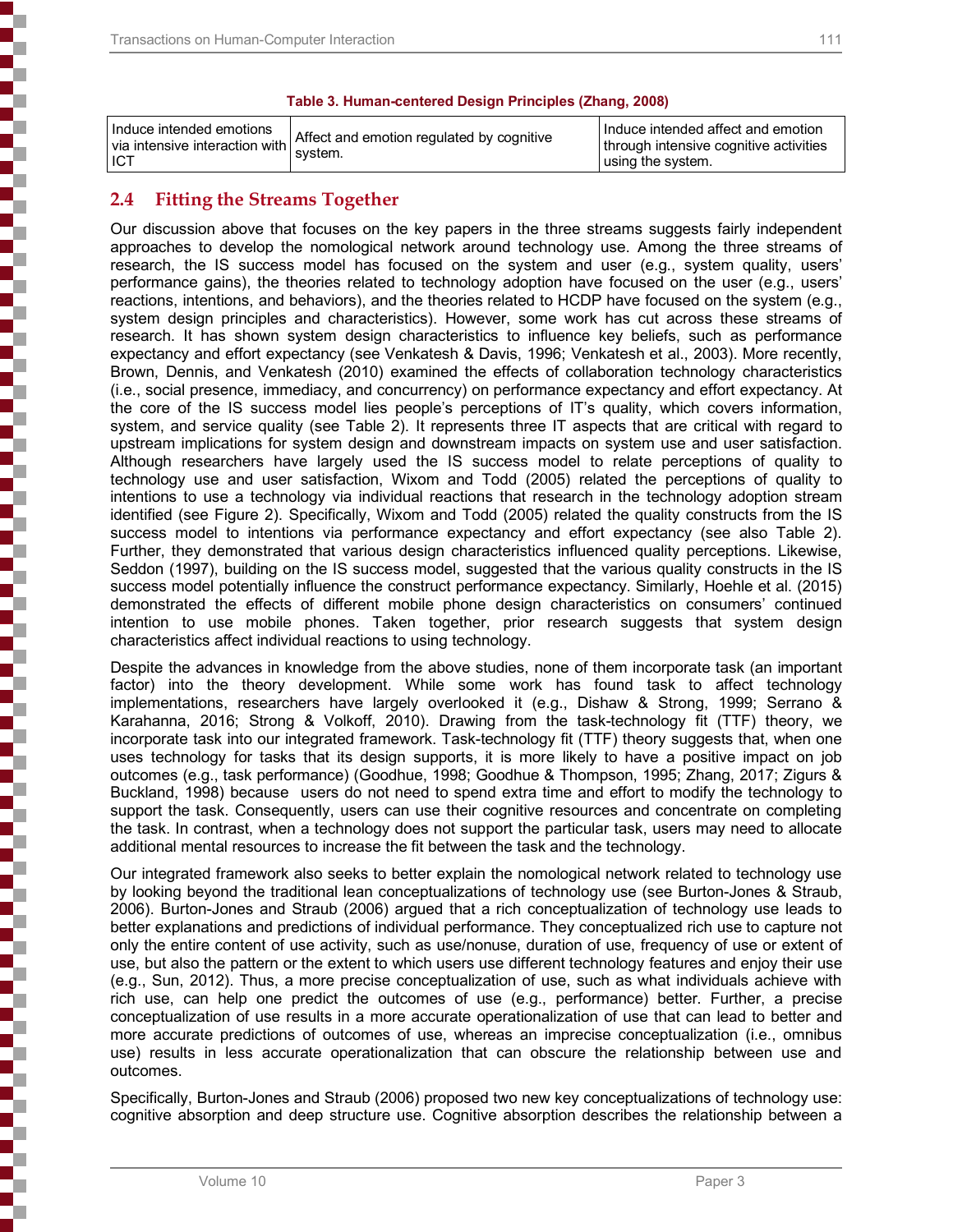**Table 3. Human-centered Design Principles (Zhang, 2008)**

| | | |
|---|---|---|
| Induce intended emotions via intensive interaction with ICT | Affect and emotion regulated by cognitive system. | Induce intended affect and emotion through intensive cognitive activities using the system. |

## 2.4 Fitting the Streams Together

Our discussion above that focuses on the key papers in the three streams suggests fairly independent approaches to develop the nomological network around technology use. Among the three streams of research, the IS success model has focused on the system and user (e.g., system quality, users' performance gains), the theories related to technology adoption have focused on the user (e.g., users' reactions, intentions, and behaviors), and the theories related to HCDP have focused on the system (e.g., system design principles and characteristics). However, some work has cut across these streams of research. It has shown system design characteristics to influence key beliefs, such as performance expectancy and effort expectancy (see Venkatesh & Davis, 1996; Venkatesh et al., 2003). More recently, Brown, Dennis, and Venkatesh (2010) examined the effects of collaboration technology characteristics (i.e., social presence, immediacy, and concurrency) on performance expectancy and effort expectancy. At the core of the IS success model lies people's perceptions of IT's quality, which covers information, system, and service quality (see Table 2). It represents three IT aspects that are critical with regard to upstream implications for system design and downstream impacts on system use and user satisfaction. Although researchers have largely used the IS success model to relate perceptions of quality to technology use and user satisfaction, Wixom and Todd (2005) related the perceptions of quality to intentions to use a technology via individual reactions that research in the technology adoption stream identified (see Figure 2). Specifically, Wixom and Todd (2005) related the quality constructs from the IS success model to intentions via performance expectancy and effort expectancy (see also Table 2). Further, they demonstrated that various design characteristics influenced quality perceptions. Likewise, Seddon (1997), building on the IS success model, suggested that the various quality constructs in the IS success model potentially influence the construct performance expectancy. Similarly, Hoehle et al. (2015) demonstrated the effects of different mobile phone design characteristics on consumers' continued intention to use mobile phones. Taken together, prior research suggests that system design characteristics affect individual reactions to using technology.

Despite the advances in knowledge from the above studies, none of them incorporate task (an important factor) into the theory development. While some work has found task to affect technology implementations, researchers have largely overlooked it (e.g., Dishaw & Strong, 1999; Serrano & Karahanna, 2016; Strong & Volkoff, 2010). Drawing from the task-technology fit (TTF) theory, we incorporate task into our integrated framework. Task-technology fit (TTF) theory suggests that, when one uses technology for tasks that its design supports, it is more likely to have a positive impact on job outcomes (e.g., task performance) (Goodhue, 1998; Goodhue & Thompson, 1995; Zhang, 2017; Zigurs & Buckland, 1998) because users do not need to spend extra time and effort to modify the technology to support the task. Consequently, users can use their cognitive resources and concentrate on completing the task. In contrast, when a technology does not support the particular task, users may need to allocate additional mental resources to increase the fit between the task and the technology.

Our integrated framework also seeks to better explain the nomological network related to technology use by looking beyond the traditional lean conceptualizations of technology use (see Burton-Jones & Straub, 2006). Burton-Jones and Straub (2006) argued that a rich conceptualization of technology use leads to better explanations and predictions of individual performance. They conceptualized rich use to capture not only the entire content of use activity, such as use/nonuse, duration of use, frequency of use or extent of use, but also the pattern or the extent to which users use different technology features and enjoy their use (e.g., Sun, 2012). Thus, a more precise conceptualization of use, such as what individuals achieve with rich use, can help one predict the outcomes of use (e.g., performance) better. Further, a precise conceptualization of use results in a more accurate operationalization of use that can lead to better and more accurate predictions of outcomes of use, whereas an imprecise conceptualization (i.e., omnibus use) results in less accurate operationalization that can obscure the relationship between use and outcomes.

Specifically, Burton-Jones and Straub (2006) proposed two new key conceptualizations of technology use: cognitive absorption and deep structure use. Cognitive absorption describes the relationship between a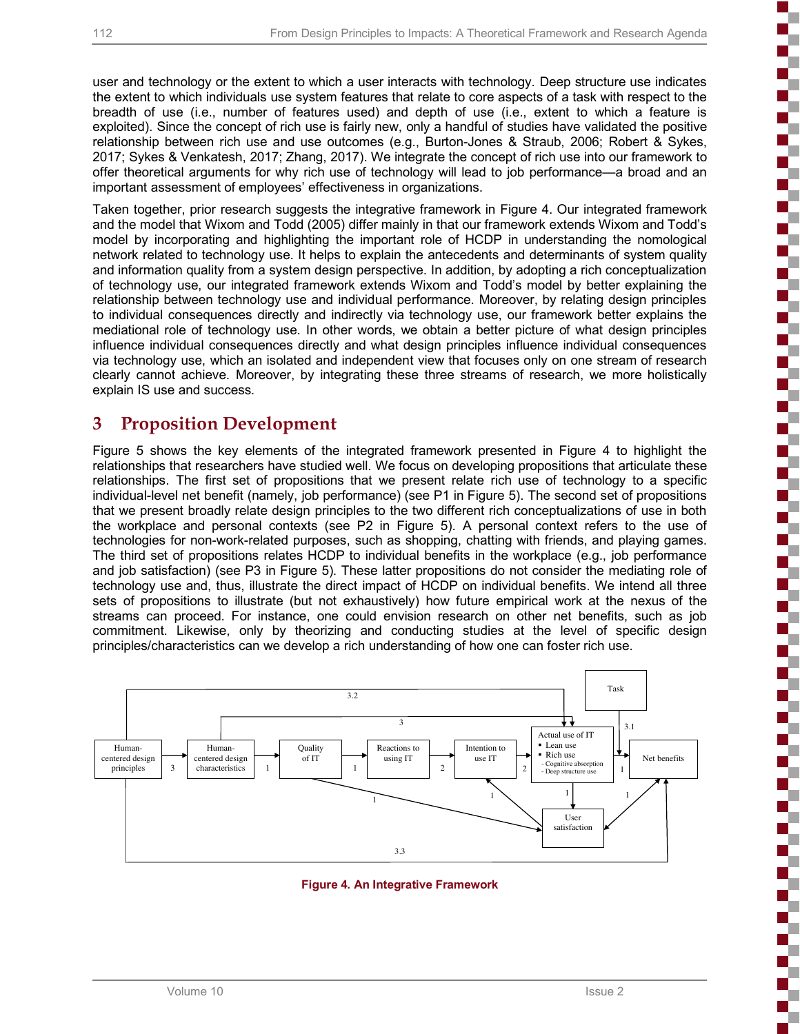user and technology or the extent to which a user interacts with technology. Deep structure use indicates the extent to which individuals use system features that relate to core aspects of a task with respect to the breadth of use (i.e., number of features used) and depth of use (i.e., extent to which a feature is exploited). Since the concept of rich use is fairly new, only a handful of studies have validated the positive relationship between rich use and use outcomes (e.g., Burton-Jones & Straub, 2006; Robert & Sykes, 2017; Sykes & Venkatesh, 2017; Zhang, 2017). We integrate the concept of rich use into our framework to offer theoretical arguments for why rich use of technology will lead to job performance—a broad and an important assessment of employees' effectiveness in organizations.

Taken together, prior research suggests the integrative framework in Figure 4. Our integrated framework and the model that Wixom and Todd (2005) differ mainly in that our framework extends Wixom and Todd's model by incorporating and highlighting the important role of HCDP in understanding the nomological network related to technology use. It helps to explain the antecedents and determinants of system quality and information quality from a system design perspective. In addition, by adopting a rich conceptualization of technology use, our integrated framework extends Wixom and Todd's model by better explaining the relationship between technology use and individual performance. Moreover, by relating design principles to individual consequences directly and indirectly via technology use, our framework better explains the mediational role of technology use. In other words, we obtain a better picture of what design principles influence individual consequences directly and what design principles influence individual consequences via technology use, which an isolated and independent view that focuses only on one stream of research clearly cannot achieve. Moreover, by integrating these three streams of research, we more holistically explain IS use and success.

# 3 Proposition Development

Figure 5 shows the key elements of the integrated framework presented in Figure 4 to highlight the relationships that researchers have studied well. We focus on developing propositions that articulate these relationships. The first set of propositions that we present relate rich use of technology to a specific individual-level net benefit (namely, job performance) (see P1 in Figure 5). The second set of propositions that we present broadly relate design principles to the two different rich conceptualizations of use in both the workplace and personal contexts (see P2 in Figure 5). A personal context refers to the use of technologies for non-work-related purposes, such as shopping, chatting with friends, and playing games. The third set of propositions relates HCDP to individual benefits in the workplace (e.g., job performance and job satisfaction) (see P3 in Figure 5). These latter propositions do not consider the mediating role of technology use and, thus, illustrate the direct impact of HCDP on individual benefits. We intend all three sets of propositions to illustrate (but not exhaustively) how future empirical work at the nexus of the streams can proceed. For instance, one could envision research on other net benefits, such as job commitment. Likewise, only by theorizing and conducting studies at the level of specific design principles/characteristics can we develop a rich understanding of how one can foster rich use.

**Figure 4. An Integrative Framework**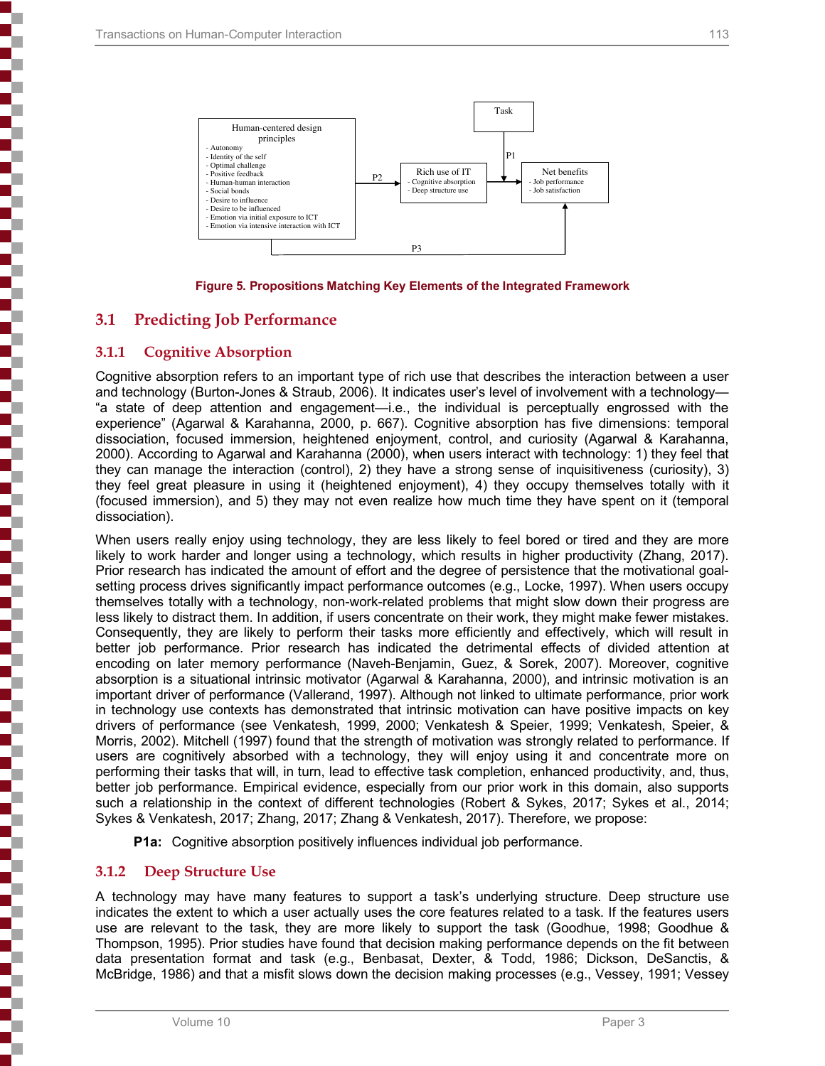Task

Human-centered design principles
- Autonomy
- Identity of the self
- Optimal challenge
- Positive feedback
- Human-human interaction
- Social bonds
- Desire to influence
- Desire to be influenced
- Emotion via initial exposure to ICT
- Emotion via intensive interaction with ICT

P1

P2

Rich use of IT
- Cognitive absorption
- Deep structure use

Net benefits
- Job performance
- Job satisfaction

P3

**Figure 5. Propositions Matching Key Elements of the Integrated Framework**

## 3.1 Predicting Job Performance

### 3.1.1 Cognitive Absorption

Cognitive absorption refers to an important type of rich use that describes the interaction between a user and technology (Burton-Jones & Straub, 2006). It indicates user's level of involvement with a technology—"a state of deep attention and engagement—i.e., the individual is perceptually engrossed with the experience" (Agarwal & Karahanna, 2000, p. 667). Cognitive absorption has five dimensions: temporal dissociation, focused immersion, heightened enjoyment, control, and curiosity (Agarwal & Karahanna, 2000). According to Agarwal and Karahanna (2000), when users interact with technology: 1) they feel that they can manage the interaction (control), 2) they have a strong sense of inquisitiveness (curiosity), 3) they feel great pleasure in using it (heightened enjoyment), 4) they occupy themselves totally with it (focused immersion), and 5) they may not even realize how much time they have spent on it (temporal dissociation).

When users really enjoy using technology, they are less likely to feel bored or tired and they are more likely to work harder and longer using a technology, which results in higher productivity (Zhang, 2017). Prior research has indicated the amount of effort and the degree of persistence that the motivational goal-setting process drives significantly impact performance outcomes (e.g., Locke, 1997). When users occupy themselves totally with a technology, non-work-related problems that might slow down their progress are less likely to distract them. In addition, if users concentrate on their work, they might make fewer mistakes. Consequently, they are likely to perform their tasks more efficiently and effectively, which will result in better job performance. Prior research has indicated the detrimental effects of divided attention at encoding on later memory performance (Naveh-Benjamin, Guez, & Sorek, 2007). Moreover, cognitive absorption is a situational intrinsic motivator (Agarwal & Karahanna, 2000), and intrinsic motivation is an important driver of performance (Vallerand, 1997). Although not linked to ultimate performance, prior work in technology use contexts has demonstrated that intrinsic motivation can have positive impacts on key drivers of performance (see Venkatesh, 1999, 2000; Venkatesh & Speier, 1999; Venkatesh, Speier, & Morris, 2002). Mitchell (1997) found that the strength of motivation was strongly related to performance. If users are cognitively absorbed with a technology, they will enjoy using it and concentrate more on performing their tasks that will, in turn, lead to effective task completion, enhanced productivity, and, thus, better job performance. Empirical evidence, especially from our prior work in this domain, also supports such a relationship in the context of different technologies (Robert & Sykes, 2017; Sykes et al., 2014; Sykes & Venkatesh, 2017; Zhang, 2017; Zhang & Venkatesh, 2017). Therefore, we propose:

> **P1a:** Cognitive absorption positively influences individual job performance.

### 3.1.2 Deep Structure Use

A technology may have many features to support a task's underlying structure. Deep structure use indicates the extent to which a user actually uses the core features related to a task. If the features users use are relevant to the task, they are more likely to support the task (Goodhue, 1998; Goodhue & Thompson, 1995). Prior studies have found that decision making performance depends on the fit between data presentation format and task (e.g., Benbasat, Dexter, & Todd, 1986; Dickson, DeSanctis, & McBridge, 1986) and that a misfit slows down the decision making processes (e.g., Vessey, 1991; Vessey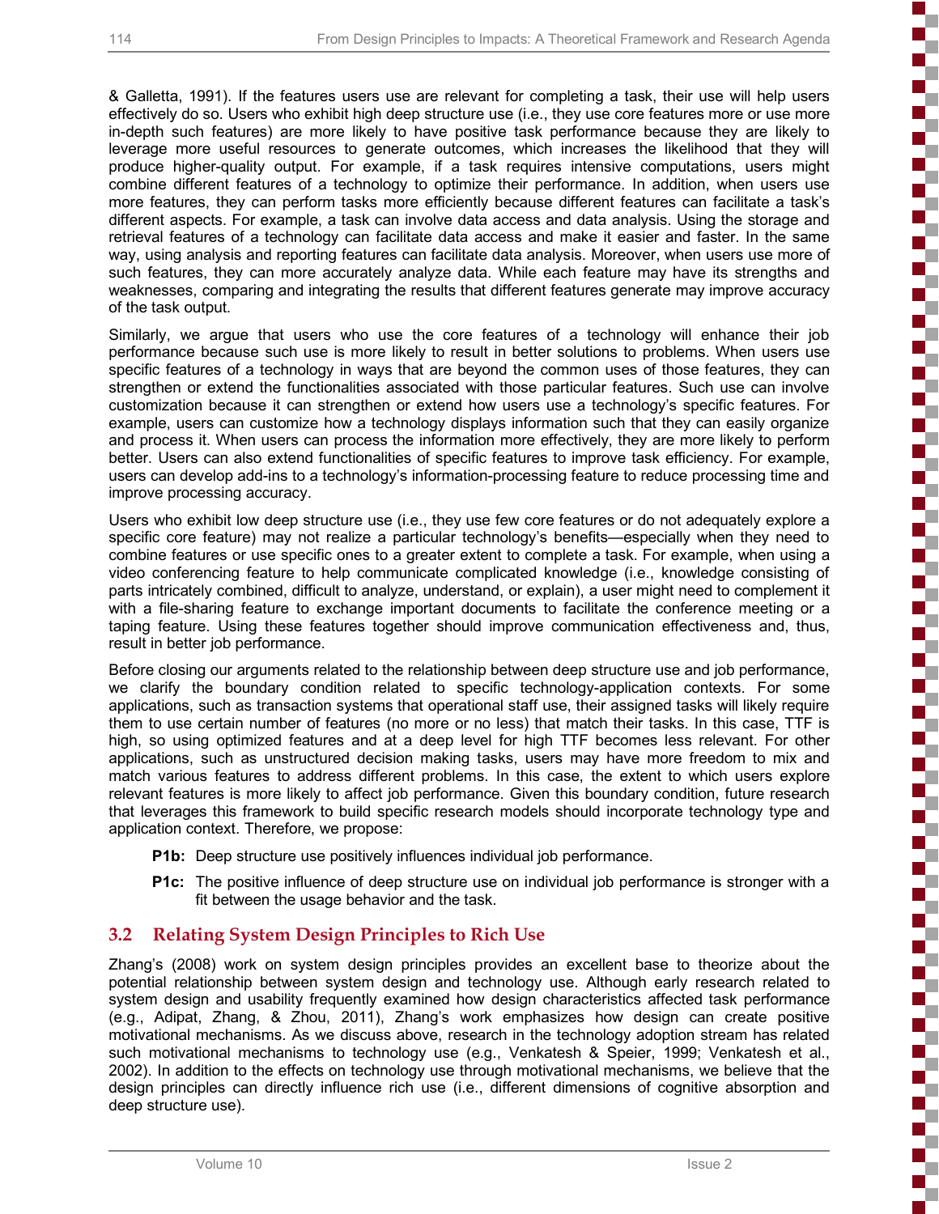& Galletta, 1991). If the features users use are relevant for completing a task, their use will help users effectively do so. Users who exhibit high deep structure use (i.e., they use core features more or use more in-depth such features) are more likely to have positive task performance because they are likely to leverage more useful resources to generate outcomes, which increases the likelihood that they will produce higher-quality output. For example, if a task requires intensive computations, users might combine different features of a technology to optimize their performance. In addition, when users use more features, they can perform tasks more efficiently because different features can facilitate a task's different aspects. For example, a task can involve data access and data analysis. Using the storage and retrieval features of a technology can facilitate data access and make it easier and faster. In the same way, using analysis and reporting features can facilitate data analysis. Moreover, when users use more of such features, they can more accurately analyze data. While each feature may have its strengths and weaknesses, comparing and integrating the results that different features generate may improve accuracy of the task output.

Similarly, we argue that users who use the core features of a technology will enhance their job performance because such use is more likely to result in better solutions to problems. When users use specific features of a technology in ways that are beyond the common uses of those features, they can strengthen or extend the functionalities associated with those particular features. Such use can involve customization because it can strengthen or extend how users use a technology's specific features. For example, users can customize how a technology displays information such that they can easily organize and process it. When users can process the information more effectively, they are more likely to perform better. Users can also extend functionalities of specific features to improve task efficiency. For example, users can develop add-ins to a technology's information-processing feature to reduce processing time and improve processing accuracy.

Users who exhibit low deep structure use (i.e., they use few core features or do not adequately explore a specific core feature) may not realize a particular technology's benefits—especially when they need to combine features or use specific ones to a greater extent to complete a task. For example, when using a video conferencing feature to help communicate complicated knowledge (i.e., knowledge consisting of parts intricately combined, difficult to analyze, understand, or explain), a user might need to complement it with a file-sharing feature to exchange important documents to facilitate the conference meeting or a taping feature. Using these features together should improve communication effectiveness and, thus, result in better job performance.

Before closing our arguments related to the relationship between deep structure use and job performance, we clarify the boundary condition related to specific technology-application contexts. For some applications, such as transaction systems that operational staff use, their assigned tasks will likely require them to use certain number of features (no more or no less) that match their tasks. In this case, TTF is high, so using optimized features and at a deep level for high TTF becomes less relevant. For other applications, such as unstructured decision making tasks, users may have more freedom to mix and match various features to address different problems. In this case, the extent to which users explore relevant features is more likely to affect job performance. Given this boundary condition, future research that leverages this framework to build specific research models should incorporate technology type and application context. Therefore, we propose:

> **P1b:** Deep structure use positively influences individual job performance.
>
> **P1c:** The positive influence of deep structure use on individual job performance is stronger with a fit between the usage behavior and the task.

## 3.2 Relating System Design Principles to Rich Use

Zhang's (2008) work on system design principles provides an excellent base to theorize about the potential relationship between system design and technology use. Although early research related to system design and usability frequently examined how design characteristics affected task performance (e.g., Adipat, Zhang, & Zhou, 2011), Zhang's work emphasizes how design can create positive motivational mechanisms. As we discuss above, research in the technology adoption stream has related such motivational mechanisms to technology use (e.g., Venkatesh & Speier, 1999; Venkatesh et al., 2002). In addition to the effects on technology use through motivational mechanisms, we believe that the design principles can directly influence rich use (i.e., different dimensions of cognitive absorption and deep structure use).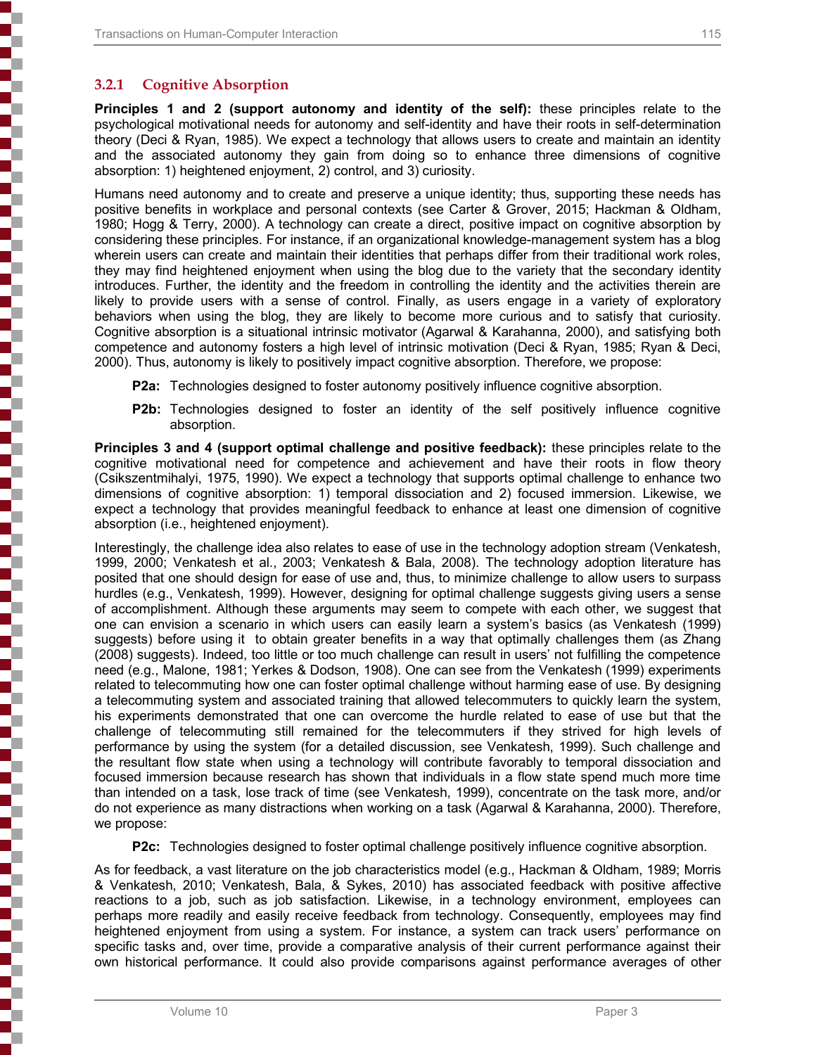### 3.2.1 Cognitive Absorption

**Principles 1 and 2 (support autonomy and identity of the self):** these principles relate to the psychological motivational needs for autonomy and self-identity and have their roots in self-determination theory (Deci & Ryan, 1985). We expect a technology that allows users to create and maintain an identity and the associated autonomy they gain from doing so to enhance three dimensions of cognitive absorption: 1) heightened enjoyment, 2) control, and 3) curiosity.

Humans need autonomy and to create and preserve a unique identity; thus, supporting these needs has positive benefits in workplace and personal contexts (see Carter & Grover, 2015; Hackman & Oldham, 1980; Hogg & Terry, 2000). A technology can create a direct, positive impact on cognitive absorption by considering these principles. For instance, if an organizational knowledge-management system has a blog wherein users can create and maintain their identities that perhaps differ from their traditional work roles, they may find heightened enjoyment when using the blog due to the variety that the secondary identity introduces. Further, the identity and the freedom in controlling the identity and the activities therein are likely to provide users with a sense of control. Finally, as users engage in a variety of exploratory behaviors when using the blog, they are likely to become more curious and to satisfy that curiosity. Cognitive absorption is a situational intrinsic motivator (Agarwal & Karahanna, 2000), and satisfying both competence and autonomy fosters a high level of intrinsic motivation (Deci & Ryan, 1985; Ryan & Deci, 2000). Thus, autonomy is likely to positively impact cognitive absorption. Therefore, we propose:

> **P2a:** Technologies designed to foster autonomy positively influence cognitive absorption.
>
> **P2b:** Technologies designed to foster an identity of the self positively influence cognitive absorption.

**Principles 3 and 4 (support optimal challenge and positive feedback):** these principles relate to the cognitive motivational need for competence and achievement and have their roots in flow theory (Csikszentmihalyi, 1975, 1990). We expect a technology that supports optimal challenge to enhance two dimensions of cognitive absorption: 1) temporal dissociation and 2) focused immersion. Likewise, we expect a technology that provides meaningful feedback to enhance at least one dimension of cognitive absorption (i.e., heightened enjoyment).

Interestingly, the challenge idea also relates to ease of use in the technology adoption stream (Venkatesh, 1999, 2000; Venkatesh et al., 2003; Venkatesh & Bala, 2008). The technology adoption literature has posited that one should design for ease of use and, thus, to minimize challenge to allow users to surpass hurdles (e.g., Venkatesh, 1999). However, designing for optimal challenge suggests giving users a sense of accomplishment. Although these arguments may seem to compete with each other, we suggest that one can envision a scenario in which users can easily learn a system's basics (as Venkatesh (1999) suggests) before using it to obtain greater benefits in a way that optimally challenges them (as Zhang (2008) suggests). Indeed, too little or too much challenge can result in users' not fulfilling the competence need (e.g., Malone, 1981; Yerkes & Dodson, 1908). One can see from the Venkatesh (1999) experiments related to telecommuting how one can foster optimal challenge without harming ease of use. By designing a telecommuting system and associated training that allowed telecommuters to quickly learn the system, his experiments demonstrated that one can overcome the hurdle related to ease of use but that the challenge of telecommuting still remained for the telecommuters if they strived for high levels of performance by using the system (for a detailed discussion, see Venkatesh, 1999). Such challenge and the resultant flow state when using a technology will contribute favorably to temporal dissociation and focused immersion because research has shown that individuals in a flow state spend much more time than intended on a task, lose track of time (see Venkatesh, 1999), concentrate on the task more, and/or do not experience as many distractions when working on a task (Agarwal & Karahanna, 2000). Therefore, we propose:

> **P2c:** Technologies designed to foster optimal challenge positively influence cognitive absorption.

As for feedback, a vast literature on the job characteristics model (e.g., Hackman & Oldham, 1989; Morris & Venkatesh, 2010; Venkatesh, Bala, & Sykes, 2010) has associated feedback with positive affective reactions to a job, such as job satisfaction. Likewise, in a technology environment, employees can perhaps more readily and easily receive feedback from technology. Consequently, employees may find heightened enjoyment from using a system. For instance, a system can track users' performance on specific tasks and, over time, provide a comparative analysis of their current performance against their own historical performance. It could also provide comparisons against performance averages of other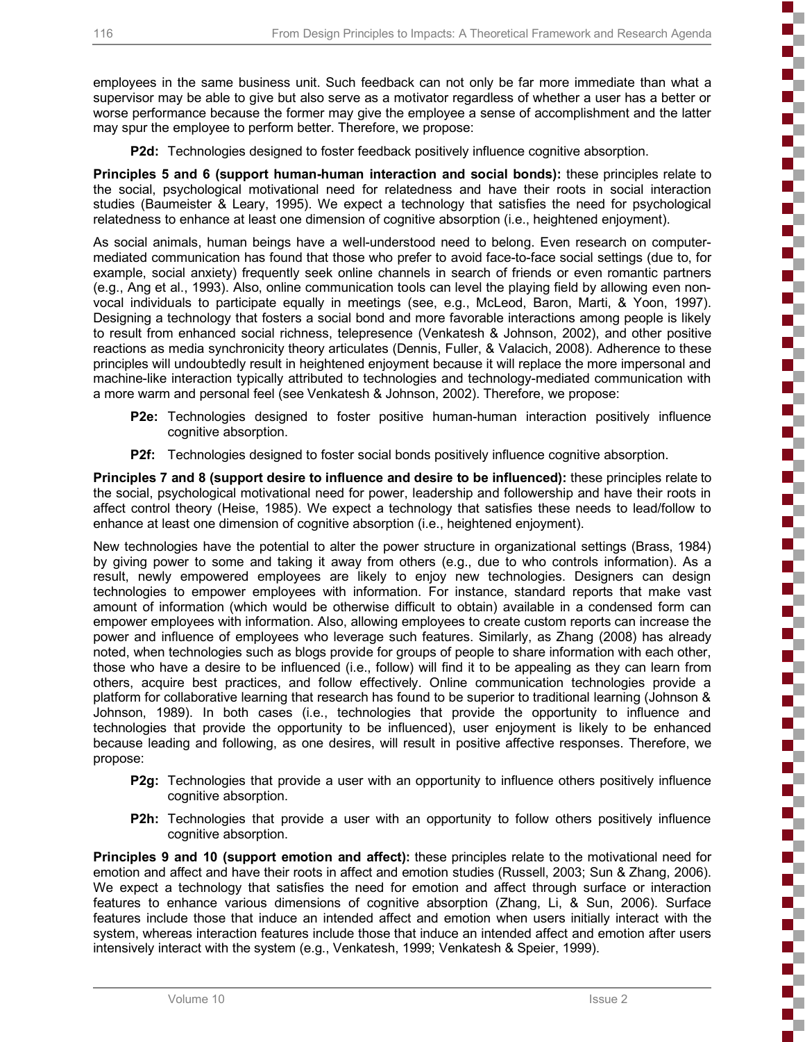employees in the same business unit. Such feedback can not only be far more immediate than what a supervisor may be able to give but also serve as a motivator regardless of whether a user has a better or worse performance because the former may give the employee a sense of accomplishment and the latter may spur the employee to perform better. Therefore, we propose:

> **P2d:** Technologies designed to foster feedback positively influence cognitive absorption.

**Principles 5 and 6 (support human-human interaction and social bonds):** these principles relate to the social, psychological motivational need for relatedness and have their roots in social interaction studies (Baumeister & Leary, 1995). We expect a technology that satisfies the need for psychological relatedness to enhance at least one dimension of cognitive absorption (i.e., heightened enjoyment).

As social animals, human beings have a well-understood need to belong. Even research on computer-mediated communication has found that those who prefer to avoid face-to-face social settings (due to, for example, social anxiety) frequently seek online channels in search of friends or even romantic partners (e.g., Ang et al., 1993). Also, online communication tools can level the playing field by allowing even non-vocal individuals to participate equally in meetings (see, e.g., McLeod, Baron, Marti, & Yoon, 1997). Designing a technology that fosters a social bond and more favorable interactions among people is likely to result from enhanced social richness, telepresence (Venkatesh & Johnson, 2002), and other positive reactions as media synchronicity theory articulates (Dennis, Fuller, & Valacich, 2008). Adherence to these principles will undoubtedly result in heightened enjoyment because it will replace the more impersonal and machine-like interaction typically attributed to technologies and technology-mediated communication with a more warm and personal feel (see Venkatesh & Johnson, 2002). Therefore, we propose:

> **P2e:** Technologies designed to foster positive human-human interaction positively influence cognitive absorption.
>
> **P2f:** Technologies designed to foster social bonds positively influence cognitive absorption.

**Principles 7 and 8 (support desire to influence and desire to be influenced):** these principles relate to the social, psychological motivational need for power, leadership and followership and have their roots in affect control theory (Heise, 1985). We expect a technology that satisfies these needs to lead/follow to enhance at least one dimension of cognitive absorption (i.e., heightened enjoyment).

New technologies have the potential to alter the power structure in organizational settings (Brass, 1984) by giving power to some and taking it away from others (e.g., due to who controls information). As a result, newly empowered employees are likely to enjoy new technologies. Designers can design technologies to empower employees with information. For instance, standard reports that make vast amount of information (which would be otherwise difficult to obtain) available in a condensed form can empower employees with information. Also, allowing employees to create custom reports can increase the power and influence of employees who leverage such features. Similarly, as Zhang (2008) has already noted, when technologies such as blogs provide for groups of people to share information with each other, those who have a desire to be influenced (i.e., follow) will find it to be appealing as they can learn from others, acquire best practices, and follow effectively. Online communication technologies provide a platform for collaborative learning that research has found to be superior to traditional learning (Johnson & Johnson, 1989). In both cases (i.e., technologies that provide the opportunity to influence and technologies that provide the opportunity to be influenced), user enjoyment is likely to be enhanced because leading and following, as one desires, will result in positive affective responses. Therefore, we propose:

> **P2g:** Technologies that provide a user with an opportunity to influence others positively influence cognitive absorption.
>
> **P2h:** Technologies that provide a user with an opportunity to follow others positively influence cognitive absorption.

**Principles 9 and 10 (support emotion and affect):** these principles relate to the motivational need for emotion and affect and have their roots in affect and emotion studies (Russell, 2003; Sun & Zhang, 2006). We expect a technology that satisfies the need for emotion and affect through surface or interaction features to enhance various dimensions of cognitive absorption (Zhang, Li, & Sun, 2006). Surface features include those that induce an intended affect and emotion when users initially interact with the system, whereas interaction features include those that induce an intended affect and emotion after users intensively interact with the system (e.g., Venkatesh, 1999; Venkatesh & Speier, 1999).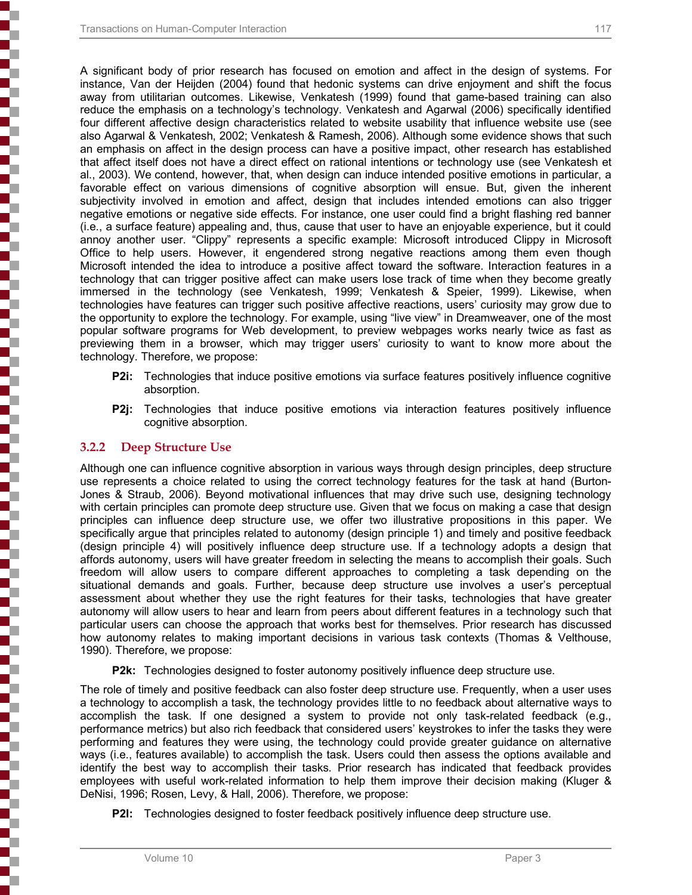A significant body of prior research has focused on emotion and affect in the design of systems. For instance, Van der Heijden (2004) found that hedonic systems can drive enjoyment and shift the focus away from utilitarian outcomes. Likewise, Venkatesh (1999) found that game-based training can also reduce the emphasis on a technology's technology. Venkatesh and Agarwal (2006) specifically identified four different affective design characteristics related to website usability that influence website use (see also Agarwal & Venkatesh, 2002; Venkatesh & Ramesh, 2006). Although some evidence shows that such an emphasis on affect in the design process can have a positive impact, other research has established that affect itself does not have a direct effect on rational intentions or technology use (see Venkatesh et al., 2003). We contend, however, that, when design can induce intended positive emotions in particular, a favorable effect on various dimensions of cognitive absorption will ensue. But, given the inherent subjectivity involved in emotion and affect, design that includes intended emotions can also trigger negative emotions or negative side effects. For instance, one user could find a bright flashing red banner (i.e., a surface feature) appealing and, thus, cause that user to have an enjoyable experience, but it could annoy another user. "Clippy" represents a specific example: Microsoft introduced Clippy in Microsoft Office to help users. However, it engendered strong negative reactions among them even though Microsoft intended the idea to introduce a positive affect toward the software. Interaction features in a technology that can trigger positive affect can make users lose track of time when they become greatly immersed in the technology (see Venkatesh, 1999; Venkatesh & Speier, 1999). Likewise, when technologies have features can trigger such positive affective reactions, users' curiosity may grow due to the opportunity to explore the technology. For example, using "live view" in Dreamweaver, one of the most popular software programs for Web development, to preview webpages works nearly twice as fast as previewing them in a browser, which may trigger users' curiosity to want to know more about the technology. Therefore, we propose:

> **P2i:** Technologies that induce positive emotions via surface features positively influence cognitive absorption.

> **P2j:** Technologies that induce positive emotions via interaction features positively influence cognitive absorption.

### 3.2.2 Deep Structure Use

Although one can influence cognitive absorption in various ways through design principles, deep structure use represents a choice related to using the correct technology features for the task at hand (Burton-Jones & Straub, 2006). Beyond motivational influences that may drive such use, designing technology with certain principles can promote deep structure use. Given that we focus on making a case that design principles can influence deep structure use, we offer two illustrative propositions in this paper. We specifically argue that principles related to autonomy (design principle 1) and timely and positive feedback (design principle 4) will positively influence deep structure use. If a technology adopts a design that affords autonomy, users will have greater freedom in selecting the means to accomplish their goals. Such freedom will allow users to compare different approaches to completing a task depending on the situational demands and goals. Further, because deep structure use involves a user's perceptual assessment about whether they use the right features for their tasks, technologies that have greater autonomy will allow users to hear and learn from peers about different features in a technology such that particular users can choose the approach that works best for themselves. Prior research has discussed how autonomy relates to making important decisions in various task contexts (Thomas & Velthouse, 1990). Therefore, we propose:

> **P2k:** Technologies designed to foster autonomy positively influence deep structure use.

The role of timely and positive feedback can also foster deep structure use. Frequently, when a user uses a technology to accomplish a task, the technology provides little to no feedback about alternative ways to accomplish the task. If one designed a system to provide not only task-related feedback (e.g., performance metrics) but also rich feedback that considered users' keystrokes to infer the tasks they were performing and features they were using, the technology could provide greater guidance on alternative ways (i.e., features available) to accomplish the task. Users could then assess the options available and identify the best way to accomplish their tasks. Prior research has indicated that feedback provides employees with useful work-related information to help them improve their decision making (Kluger & DeNisi, 1996; Rosen, Levy, & Hall, 2006). Therefore, we propose:

> **P2l:** Technologies designed to foster feedback positively influence deep structure use.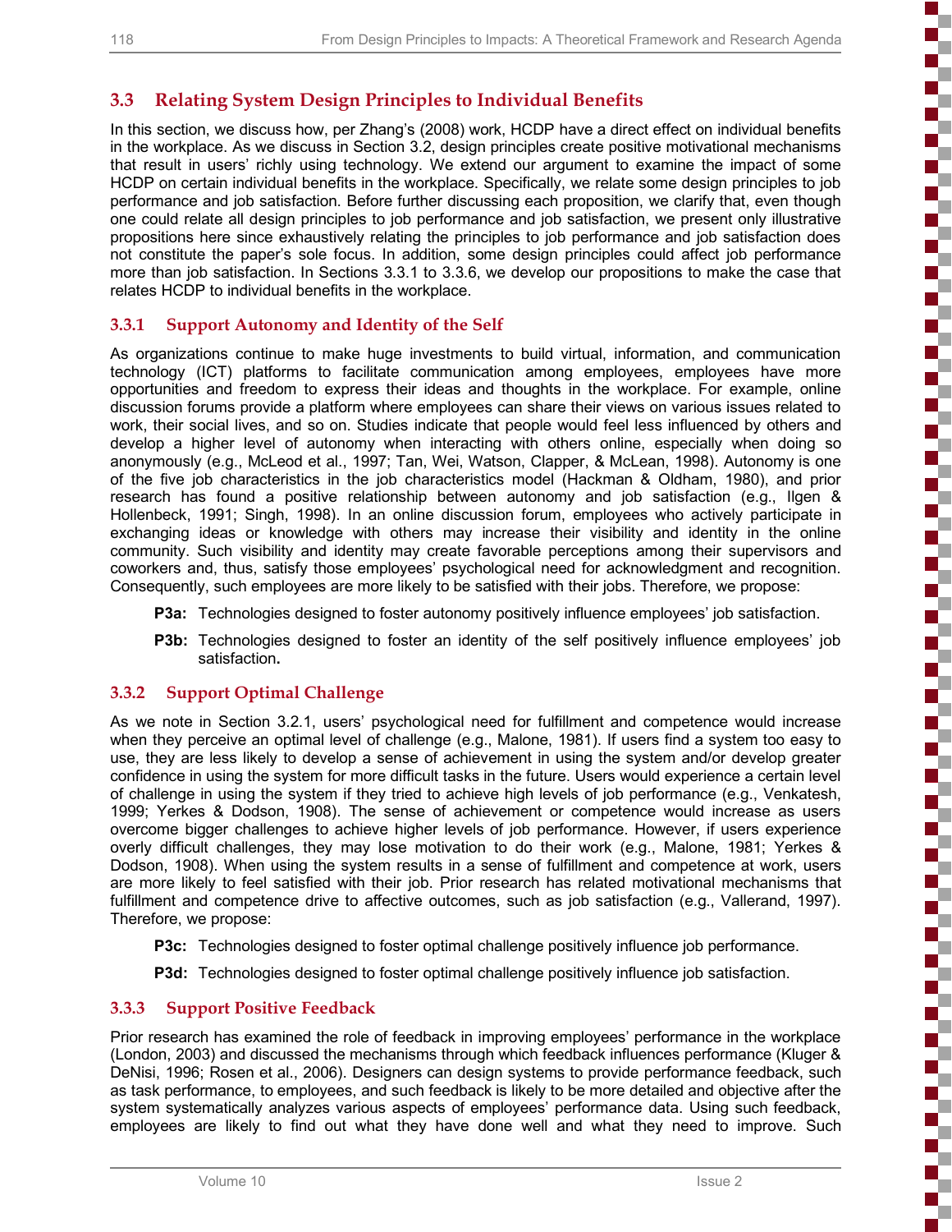## 3.3 Relating System Design Principles to Individual Benefits

In this section, we discuss how, per Zhang's (2008) work, HCDP have a direct effect on individual benefits in the workplace. As we discuss in Section 3.2, design principles create positive motivational mechanisms that result in users' richly using technology. We extend our argument to examine the impact of some HCDP on certain individual benefits in the workplace. Specifically, we relate some design principles to job performance and job satisfaction. Before further discussing each proposition, we clarify that, even though one could relate all design principles to job performance and job satisfaction, we present only illustrative propositions here since exhaustively relating the principles to job performance and job satisfaction does not constitute the paper's sole focus. In addition, some design principles could affect job performance more than job satisfaction. In Sections 3.3.1 to 3.3.6, we develop our propositions to make the case that relates HCDP to individual benefits in the workplace.

### 3.3.1 Support Autonomy and Identity of the Self

As organizations continue to make huge investments to build virtual, information, and communication technology (ICT) platforms to facilitate communication among employees, employees have more opportunities and freedom to express their ideas and thoughts in the workplace. For example, online discussion forums provide a platform where employees can share their views on various issues related to work, their social lives, and so on. Studies indicate that people would feel less influenced by others and develop a higher level of autonomy when interacting with others online, especially when doing so anonymously (e.g., McLeod et al., 1997; Tan, Wei, Watson, Clapper, & McLean, 1998). Autonomy is one of the five job characteristics in the job characteristics model (Hackman & Oldham, 1980), and prior research has found a positive relationship between autonomy and job satisfaction (e.g., Ilgen & Hollenbeck, 1991; Singh, 1998). In an online discussion forum, employees who actively participate in exchanging ideas or knowledge with others may increase their visibility and identity in the online community. Such visibility and identity may create favorable perceptions among their supervisors and coworkers and, thus, satisfy those employees' psychological need for acknowledgment and recognition. Consequently, such employees are more likely to be satisfied with their jobs. Therefore, we propose:

**P3a:** Technologies designed to foster autonomy positively influence employees' job satisfaction.

**P3b:** Technologies designed to foster an identity of the self positively influence employees' job satisfaction**.**

### 3.3.2 Support Optimal Challenge

As we note in Section 3.2.1, users' psychological need for fulfillment and competence would increase when they perceive an optimal level of challenge (e.g., Malone, 1981). If users find a system too easy to use, they are less likely to develop a sense of achievement in using the system and/or develop greater confidence in using the system for more difficult tasks in the future. Users would experience a certain level of challenge in using the system if they tried to achieve high levels of job performance (e.g., Venkatesh, 1999; Yerkes & Dodson, 1908). The sense of achievement or competence would increase as users overcome bigger challenges to achieve higher levels of job performance. However, if users experience overly difficult challenges, they may lose motivation to do their work (e.g., Malone, 1981; Yerkes & Dodson, 1908). When using the system results in a sense of fulfillment and competence at work, users are more likely to feel satisfied with their job. Prior research has related motivational mechanisms that fulfillment and competence drive to affective outcomes, such as job satisfaction (e.g., Vallerand, 1997). Therefore, we propose:

**P3c:** Technologies designed to foster optimal challenge positively influence job performance.

**P3d:** Technologies designed to foster optimal challenge positively influence job satisfaction.

### 3.3.3 Support Positive Feedback

Prior research has examined the role of feedback in improving employees' performance in the workplace (London, 2003) and discussed the mechanisms through which feedback influences performance (Kluger & DeNisi, 1996; Rosen et al., 2006). Designers can design systems to provide performance feedback, such as task performance, to employees, and such feedback is likely to be more detailed and objective after the system systematically analyzes various aspects of employees' performance data. Using such feedback, employees are likely to find out what they have done well and what they need to improve. Such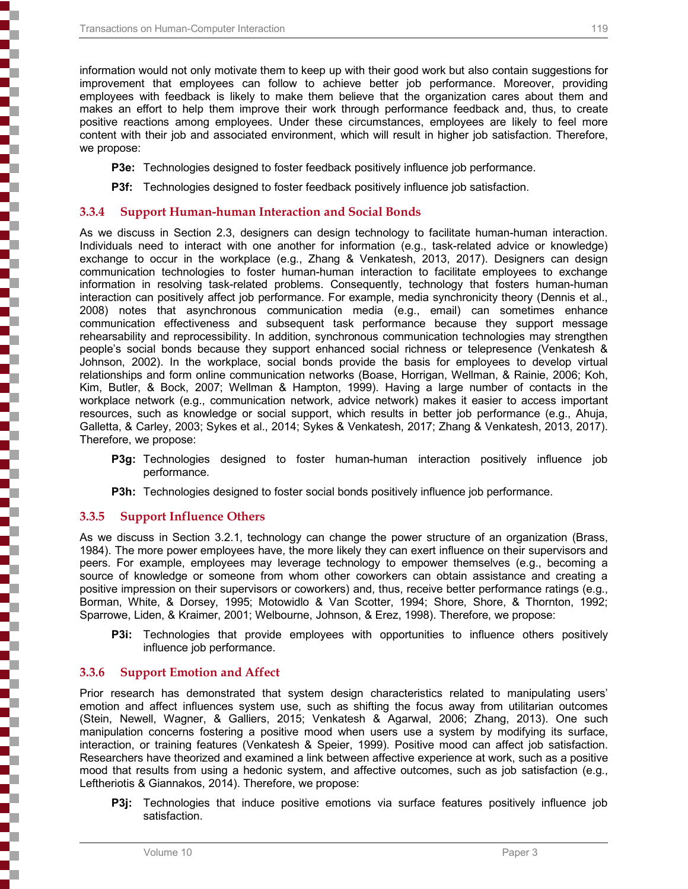information would not only motivate them to keep up with their good work but also contain suggestions for improvement that employees can follow to achieve better job performance. Moreover, providing employees with feedback is likely to make them believe that the organization cares about them and makes an effort to help them improve their work through performance feedback and, thus, to create positive reactions among employees. Under these circumstances, employees are likely to feel more content with their job and associated environment, which will result in higher job satisfaction. Therefore, we propose:

> **P3e:** Technologies designed to foster feedback positively influence job performance.

> **P3f:** Technologies designed to foster feedback positively influence job satisfaction.

### 3.3.4 Support Human-human Interaction and Social Bonds

As we discuss in Section 2.3, designers can design technology to facilitate human-human interaction. Individuals need to interact with one another for information (e.g., task-related advice or knowledge) exchange to occur in the workplace (e.g., Zhang & Venkatesh, 2013, 2017). Designers can design communication technologies to foster human-human interaction to facilitate employees to exchange information in resolving task-related problems. Consequently, technology that fosters human-human interaction can positively affect job performance. For example, media synchronicity theory (Dennis et al., 2008) notes that asynchronous communication media (e.g., email) can sometimes enhance communication effectiveness and subsequent task performance because they support message rehearsability and reprocessibility. In addition, synchronous communication technologies may strengthen people's social bonds because they support enhanced social richness or telepresence (Venkatesh & Johnson, 2002). In the workplace, social bonds provide the basis for employees to develop virtual relationships and form online communication networks (Boase, Horrigan, Wellman, & Rainie, 2006; Koh, Kim, Butler, & Bock, 2007; Wellman & Hampton, 1999). Having a large number of contacts in the workplace network (e.g., communication network, advice network) makes it easier to access important resources, such as knowledge or social support, which results in better job performance (e.g., Ahuja, Galletta, & Carley, 2003; Sykes et al., 2014; Sykes & Venkatesh, 2017; Zhang & Venkatesh, 2013, 2017). Therefore, we propose:

> **P3g:** Technologies designed to foster human-human interaction positively influence job performance.

> **P3h:** Technologies designed to foster social bonds positively influence job performance.

### 3.3.5 Support Influence Others

As we discuss in Section 3.2.1, technology can change the power structure of an organization (Brass, 1984). The more power employees have, the more likely they can exert influence on their supervisors and peers. For example, employees may leverage technology to empower themselves (e.g., becoming a source of knowledge or someone from whom other coworkers can obtain assistance and creating a positive impression on their supervisors or coworkers) and, thus, receive better performance ratings (e.g., Borman, White, & Dorsey, 1995; Motowidlo & Van Scotter, 1994; Shore, Shore, & Thornton, 1992; Sparrowe, Liden, & Kraimer, 2001; Welbourne, Johnson, & Erez, 1998). Therefore, we propose:

> **P3i:** Technologies that provide employees with opportunities to influence others positively influence job performance.

### 3.3.6 Support Emotion and Affect

Prior research has demonstrated that system design characteristics related to manipulating users' emotion and affect influences system use, such as shifting the focus away from utilitarian outcomes (Stein, Newell, Wagner, & Galliers, 2015; Venkatesh & Agarwal, 2006; Zhang, 2013). One such manipulation concerns fostering a positive mood when users use a system by modifying its surface, interaction, or training features (Venkatesh & Speier, 1999). Positive mood can affect job satisfaction. Researchers have theorized and examined a link between affective experience at work, such as a positive mood that results from using a hedonic system, and affective outcomes, such as job satisfaction (e.g., Leftheriotis & Giannakos, 2014). Therefore, we propose:

> **P3j:** Technologies that induce positive emotions via surface features positively influence job satisfaction.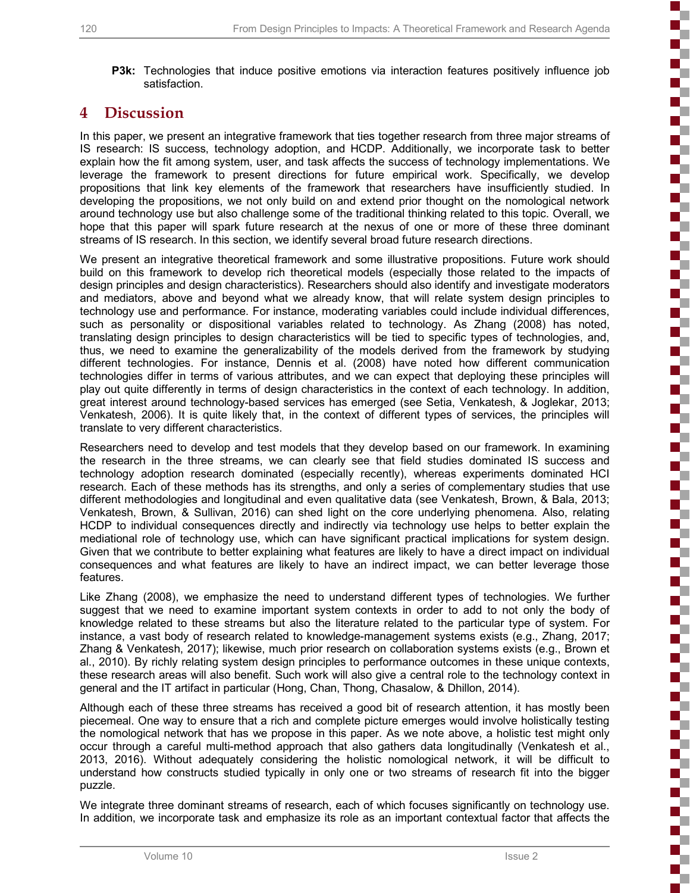**P3k:** Technologies that induce positive emotions via interaction features positively influence job satisfaction.

# 4 Discussion

In this paper, we present an integrative framework that ties together research from three major streams of IS research: IS success, technology adoption, and HCDP. Additionally, we incorporate task to better explain how the fit among system, user, and task affects the success of technology implementations. We leverage the framework to present directions for future empirical work. Specifically, we develop propositions that link key elements of the framework that researchers have insufficiently studied. In developing the propositions, we not only build on and extend prior thought on the nomological network around technology use but also challenge some of the traditional thinking related to this topic. Overall, we hope that this paper will spark future research at the nexus of one or more of these three dominant streams of IS research. In this section, we identify several broad future research directions.

We present an integrative theoretical framework and some illustrative propositions. Future work should build on this framework to develop rich theoretical models (especially those related to the impacts of design principles and design characteristics). Researchers should also identify and investigate moderators and mediators, above and beyond what we already know, that will relate system design principles to technology use and performance. For instance, moderating variables could include individual differences, such as personality or dispositional variables related to technology. As Zhang (2008) has noted, translating design principles to design characteristics will be tied to specific types of technologies, and, thus, we need to examine the generalizability of the models derived from the framework by studying different technologies. For instance, Dennis et al. (2008) have noted how different communication technologies differ in terms of various attributes, and we can expect that deploying these principles will play out quite differently in terms of design characteristics in the context of each technology. In addition, great interest around technology-based services has emerged (see Setia, Venkatesh, & Joglekar, 2013; Venkatesh, 2006). It is quite likely that, in the context of different types of services, the principles will translate to very different characteristics.

Researchers need to develop and test models that they develop based on our framework. In examining the research in the three streams, we can clearly see that field studies dominated IS success and technology adoption research dominated (especially recently), whereas experiments dominated HCI research. Each of these methods has its strengths, and only a series of complementary studies that use different methodologies and longitudinal and even qualitative data (see Venkatesh, Brown, & Bala, 2013; Venkatesh, Brown, & Sullivan, 2016) can shed light on the core underlying phenomena. Also, relating HCDP to individual consequences directly and indirectly via technology use helps to better explain the mediational role of technology use, which can have significant practical implications for system design. Given that we contribute to better explaining what features are likely to have a direct impact on individual consequences and what features are likely to have an indirect impact, we can better leverage those features.

Like Zhang (2008), we emphasize the need to understand different types of technologies. We further suggest that we need to examine important system contexts in order to add to not only the body of knowledge related to these streams but also the literature related to the particular type of system. For instance, a vast body of research related to knowledge-management systems exists (e.g., Zhang, 2017; Zhang & Venkatesh, 2017); likewise, much prior research on collaboration systems exists (e.g., Brown et al., 2010). By richly relating system design principles to performance outcomes in these unique contexts, these research areas will also benefit. Such work will also give a central role to the technology context in general and the IT artifact in particular (Hong, Chan, Thong, Chasalow, & Dhillon, 2014).

Although each of these three streams has received a good bit of research attention, it has mostly been piecemeal. One way to ensure that a rich and complete picture emerges would involve holistically testing the nomological network that has we propose in this paper. As we note above, a holistic test might only occur through a careful multi-method approach that also gathers data longitudinally (Venkatesh et al., 2013, 2016). Without adequately considering the holistic nomological network, it will be difficult to understand how constructs studied typically in only one or two streams of research fit into the bigger puzzle.

We integrate three dominant streams of research, each of which focuses significantly on technology use. In addition, we incorporate task and emphasize its role as an important contextual factor that affects the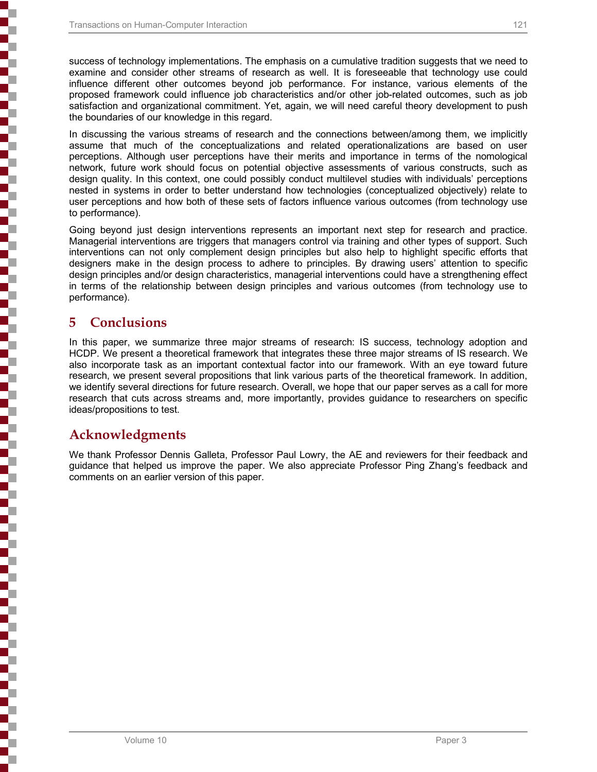success of technology implementations. The emphasis on a cumulative tradition suggests that we need to examine and consider other streams of research as well. It is foreseeable that technology use could influence different other outcomes beyond job performance. For instance, various elements of the proposed framework could influence job characteristics and/or other job-related outcomes, such as job satisfaction and organizational commitment. Yet, again, we will need careful theory development to push the boundaries of our knowledge in this regard.

In discussing the various streams of research and the connections between/among them, we implicitly assume that much of the conceptualizations and related operationalizations are based on user perceptions. Although user perceptions have their merits and importance in terms of the nomological network, future work should focus on potential objective assessments of various constructs, such as design quality. In this context, one could possibly conduct multilevel studies with individuals' perceptions nested in systems in order to better understand how technologies (conceptualized objectively) relate to user perceptions and how both of these sets of factors influence various outcomes (from technology use to performance).

Going beyond just design interventions represents an important next step for research and practice. Managerial interventions are triggers that managers control via training and other types of support. Such interventions can not only complement design principles but also help to highlight specific efforts that designers make in the design process to adhere to principles. By drawing users' attention to specific design principles and/or design characteristics, managerial interventions could have a strengthening effect in terms of the relationship between design principles and various outcomes (from technology use to performance).

# 5 Conclusions

In this paper, we summarize three major streams of research: IS success, technology adoption and HCDP. We present a theoretical framework that integrates these three major streams of IS research. We also incorporate task as an important contextual factor into our framework. With an eye toward future research, we present several propositions that link various parts of the theoretical framework. In addition, we identify several directions for future research. Overall, we hope that our paper serves as a call for more research that cuts across streams and, more importantly, provides guidance to researchers on specific ideas/propositions to test.

# Acknowledgments

We thank Professor Dennis Galleta, Professor Paul Lowry, the AE and reviewers for their feedback and guidance that helped us improve the paper. We also appreciate Professor Ping Zhang's feedback and comments on an earlier version of this paper.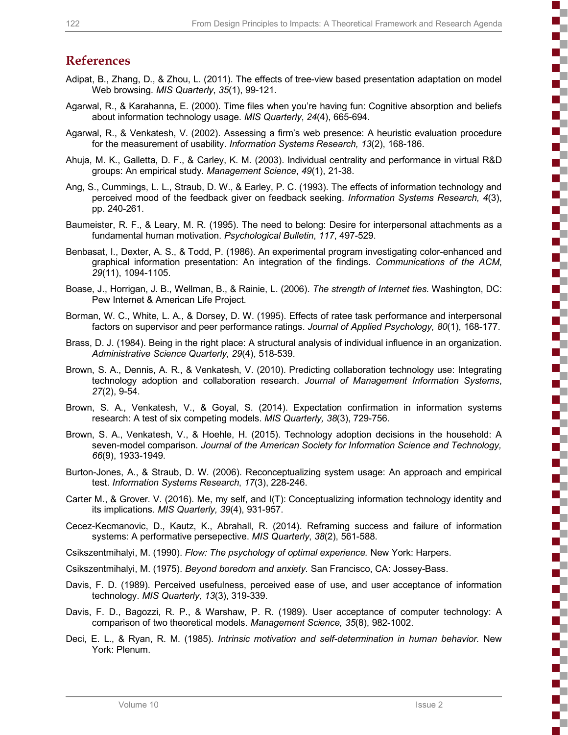## References

Adipat, B., Zhang, D., & Zhou, L. (2011). The effects of tree-view based presentation adaptation on model Web browsing. *MIS Quarterly*, *35*(1), 99-121.

Agarwal, R., & Karahanna, E. (2000). Time files when you're having fun: Cognitive absorption and beliefs about information technology usage. *MIS Quarterly*, *24*(4), 665-694.

Agarwal, R., & Venkatesh, V. (2002). Assessing a firm's web presence: A heuristic evaluation procedure for the measurement of usability. *Information Systems Research, 13*(2), 168-186.

Ahuja, M. K., Galletta, D. F., & Carley, K. M. (2003). Individual centrality and performance in virtual R&D groups: An empirical study. *Management Science*, *49*(1), 21-38.

Ang, S., Cummings, L. L., Straub, D. W., & Earley, P. C. (1993). The effects of information technology and perceived mood of the feedback giver on feedback seeking. *Information Systems Research, 4*(3), pp. 240-261.

Baumeister, R. F., & Leary, M. R. (1995). The need to belong: Desire for interpersonal attachments as a fundamental human motivation. *Psychological Bulletin*, *117*, 497-529.

Benbasat, I., Dexter, A. S., & Todd, P. (1986). An experimental program investigating color-enhanced and graphical information presentation: An integration of the findings. *Communications of the ACM*, *29*(11), 1094-1105.

Boase, J., Horrigan, J. B., Wellman, B., & Rainie, L. (2006). *The strength of Internet ties.* Washington, DC: Pew Internet & American Life Project.

Borman, W. C., White, L. A., & Dorsey, D. W. (1995). Effects of ratee task performance and interpersonal factors on supervisor and peer performance ratings. *Journal of Applied Psychology, 80*(1), 168-177.

Brass, D. J. (1984). Being in the right place: A structural analysis of individual influence in an organization. *Administrative Science Quarterly, 29*(4), 518-539.

Brown, S. A., Dennis, A. R., & Venkatesh, V. (2010). Predicting collaboration technology use: Integrating technology adoption and collaboration research. *Journal of Management Information Systems*, *27*(2), 9-54.

Brown, S. A., Venkatesh, V., & Goyal, S. (2014). Expectation confirmation in information systems research: A test of six competing models. *MIS Quarterly, 38*(3), 729-756.

Brown, S. A., Venkatesh, V., & Hoehle, H. (2015). Technology adoption decisions in the household: A seven-model comparison. *Journal of the American Society for Information Science and Technology, 66*(9), 1933-1949.

Burton-Jones, A., & Straub, D. W. (2006). Reconceptualizing system usage: An approach and empirical test. *Information Systems Research*, *17*(3), 228-246.

Carter M., & Grover. V. (2016). Me, my self, and I(T): Conceptualizing information technology identity and its implications. *MIS Quarterly, 39*(4), 931-957.

Cecez-Kecmanovic, D., Kautz, K., Abrahall, R. (2014). Reframing success and failure of information systems: A performative persepective. *MIS Quarterly*, *38*(2), 561-588.

Csikszentmihalyi, M. (1990). *Flow: The psychology of optimal experience.* New York: Harpers.

Csikszentmihalyi, M. (1975). *Beyond boredom and anxiety*. San Francisco, CA: Jossey-Bass.

Davis, F. D. (1989). Perceived usefulness, perceived ease of use, and user acceptance of information technology. *MIS Quarterly, 13*(3), 319-339.

Davis, F. D., Bagozzi, R. P., & Warshaw, P. R. (1989). User acceptance of computer technology: A comparison of two theoretical models. *Management Science, 35*(8), 982-1002.

Deci, E. L., & Ryan, R. M. (1985). *Intrinsic motivation and self-determination in human behavior.* New York: Plenum.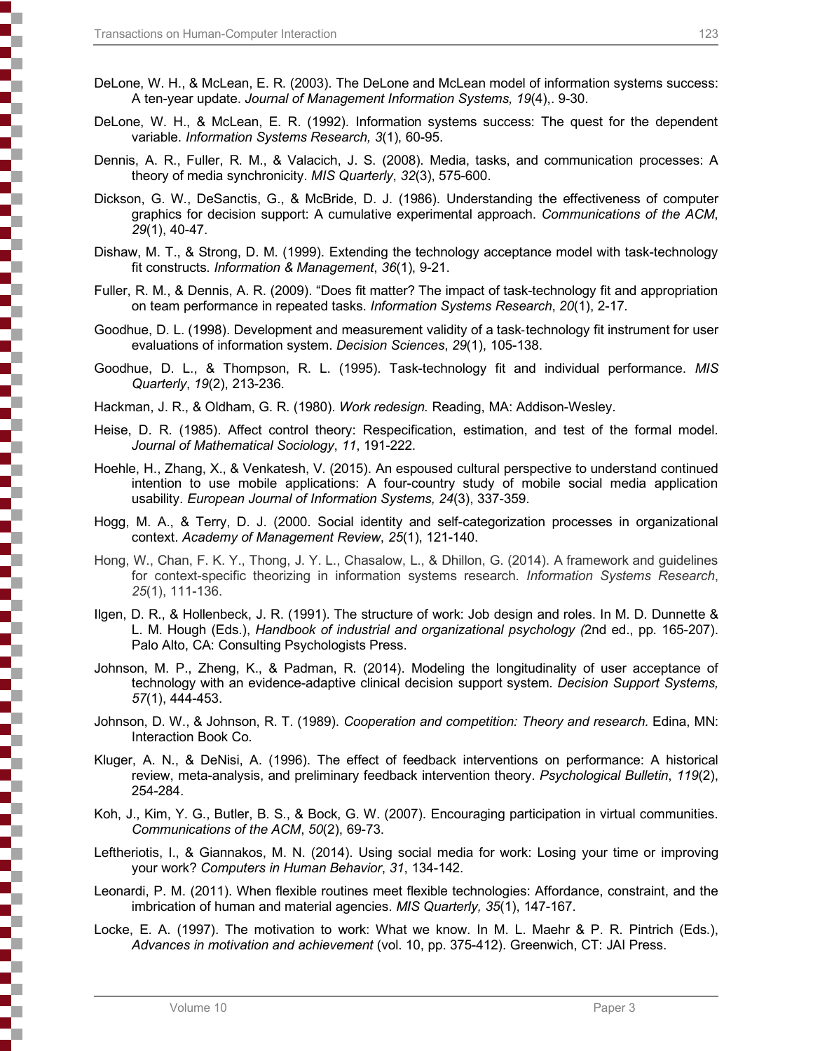DeLone, W. H., & McLean, E. R. (2003). The DeLone and McLean model of information systems success: A ten-year update. *Journal of Management Information Systems, 19*(4),. 9-30.

DeLone, W. H., & McLean, E. R. (1992). Information systems success: The quest for the dependent variable. *Information Systems Research, 3*(1), 60-95.

Dennis, A. R., Fuller, R. M., & Valacich, J. S. (2008). Media, tasks, and communication processes: A theory of media synchronicity. *MIS Quarterly*, *32*(3), 575-600.

Dickson, G. W., DeSanctis, G., & McBride, D. J. (1986). Understanding the effectiveness of computer graphics for decision support: A cumulative experimental approach. *Communications of the ACM*, *29*(1), 40-47.

Dishaw, M. T., & Strong, D. M. (1999). Extending the technology acceptance model with task-technology fit constructs. *Information & Management*, *36*(1), 9-21.

Fuller, R. M., & Dennis, A. R. (2009). "Does fit matter? The impact of task-technology fit and appropriation on team performance in repeated tasks. *Information Systems Research*, *20*(1), 2-17.

Goodhue, D. L. (1998). Development and measurement validity of a task-technology fit instrument for user evaluations of information system. *Decision Sciences*, *29*(1), 105-138.

Goodhue, D. L., & Thompson, R. L. (1995). Task-technology fit and individual performance. *MIS Quarterly*, *19*(2), 213-236.

Hackman, J. R., & Oldham, G. R. (1980). *Work redesign.* Reading, MA: Addison-Wesley.

Heise, D. R. (1985). Affect control theory: Respecification, estimation, and test of the formal model. *Journal of Mathematical Sociology*, *11*, 191-222.

Hoehle, H., Zhang, X., & Venkatesh, V. (2015). An espoused cultural perspective to understand continued intention to use mobile applications: A four-country study of mobile social media application usability. *European Journal of Information Systems, 24*(3), 337-359.

Hogg, M. A., & Terry, D. J. (2000. Social identity and self-categorization processes in organizational context. *Academy of Management Review*, *25*(1), 121-140.

Hong, W., Chan, F. K. Y., Thong, J. Y. L., Chasalow, L., & Dhillon, G. (2014). A framework and guidelines for context-specific theorizing in information systems research. *Information Systems Research*, *25*(1), 111-136.

Ilgen, D. R., & Hollenbeck, J. R. (1991). The structure of work: Job design and roles. In M. D. Dunnette & L. M. Hough (Eds.), *Handbook of industrial and organizational psychology (*2nd ed., pp. 165-207). Palo Alto, CA: Consulting Psychologists Press.

Johnson, M. P., Zheng, K., & Padman, R. (2014). Modeling the longitudinality of user acceptance of technology with an evidence-adaptive clinical decision support system. *Decision Support Systems, 57*(1), 444-453.

Johnson, D. W., & Johnson, R. T. (1989). *Cooperation and competition: Theory and research.* Edina, MN: Interaction Book Co.

Kluger, A. N., & DeNisi, A. (1996). The effect of feedback interventions on performance: A historical review, meta-analysis, and preliminary feedback intervention theory. *Psychological Bulletin*, *119*(2), 254-284.

Koh, J., Kim, Y. G., Butler, B. S., & Bock, G. W. (2007). Encouraging participation in virtual communities. *Communications of the ACM*, *50*(2), 69-73.

Leftheriotis, I., & Giannakos, M. N. (2014). Using social media for work: Losing your time or improving your work? *Computers in Human Behavior*, *31*, 134-142.

Leonardi, P. M. (2011). When flexible routines meet flexible technologies: Affordance, constraint, and the imbrication of human and material agencies. *MIS Quarterly, 35*(1), 147-167.

Locke, E. A. (1997). The motivation to work: What we know. In M. L. Maehr & P. R. Pintrich (Eds.), *Advances in motivation and achievement* (vol. 10, pp. 375-412). Greenwich, CT: JAI Press.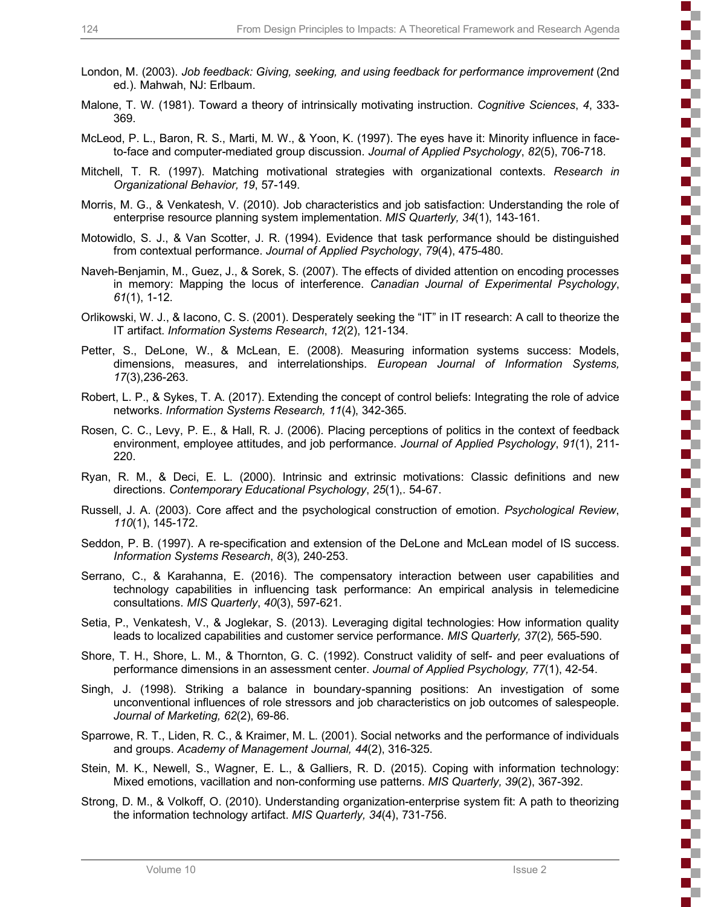London, M. (2003). *Job feedback: Giving, seeking, and using feedback for performance improvement* (2nd ed.). Mahwah, NJ: Erlbaum.

Malone, T. W. (1981). Toward a theory of intrinsically motivating instruction. *Cognitive Sciences*, *4*, 333-369.

McLeod, P. L., Baron, R. S., Marti, M. W., & Yoon, K. (1997). The eyes have it: Minority influence in face-to-face and computer-mediated group discussion. *Journal of Applied Psychology*, *82*(5), 706-718.

Mitchell, T. R. (1997). Matching motivational strategies with organizational contexts. *Research in Organizational Behavior, 19*, 57-149.

Morris, M. G., & Venkatesh, V. (2010). Job characteristics and job satisfaction: Understanding the role of enterprise resource planning system implementation. *MIS Quarterly, 34*(1), 143-161.

Motowidlo, S. J., & Van Scotter, J. R. (1994). Evidence that task performance should be distinguished from contextual performance. *Journal of Applied Psychology*, *79*(4), 475-480.

Naveh-Benjamin, M., Guez, J., & Sorek, S. (2007). The effects of divided attention on encoding processes in memory: Mapping the locus of interference. *Canadian Journal of Experimental Psychology*, *61*(1), 1-12.

Orlikowski, W. J., & Iacono, C. S. (2001). Desperately seeking the "IT" in IT research: A call to theorize the IT artifact. *Information Systems Research*, *12*(2), 121-134.

Petter, S., DeLone, W., & McLean, E. (2008). Measuring information systems success: Models, dimensions, measures, and interrelationships. *European Journal of Information Systems, 17*(3),236-263.

Robert, L. P., & Sykes, T. A. (2017). Extending the concept of control beliefs: Integrating the role of advice networks. *Information Systems Research, 11*(4), 342-365.

Rosen, C. C., Levy, P. E., & Hall, R. J. (2006). Placing perceptions of politics in the context of feedback environment, employee attitudes, and job performance. *Journal of Applied Psychology*, *91*(1), 211-220.

Ryan, R. M., & Deci, E. L. (2000). Intrinsic and extrinsic motivations: Classic definitions and new directions. *Contemporary Educational Psychology*, *25*(1),. 54-67.

Russell, J. A. (2003). Core affect and the psychological construction of emotion. *Psychological Review*, *110*(1), 145-172.

Seddon, P. B. (1997). A re-specification and extension of the DeLone and McLean model of IS success. *Information Systems Research*, *8*(3), 240-253.

Serrano, C., & Karahanna, E. (2016). The compensatory interaction between user capabilities and technology capabilities in influencing task performance: An empirical analysis in telemedicine consultations. *MIS Quarterly*, *40*(3), 597-621.

Setia, P., Venkatesh, V., & Joglekar, S. (2013). Leveraging digital technologies: How information quality leads to localized capabilities and customer service performance. *MIS Quarterly, 37*(2)*,* 565-590.

Shore, T. H., Shore, L. M., & Thornton, G. C. (1992). Construct validity of self- and peer evaluations of performance dimensions in an assessment center. *Journal of Applied Psychology, 77*(1), 42-54.

Singh, J. (1998). Striking a balance in boundary-spanning positions: An investigation of some unconventional influences of role stressors and job characteristics on job outcomes of salespeople. *Journal of Marketing, 62*(2), 69-86.

Sparrowe, R. T., Liden, R. C., & Kraimer, M. L. (2001). Social networks and the performance of individuals and groups. *Academy of Management Journal, 44*(2), 316-325.

Stein, M. K., Newell, S., Wagner, E. L., & Galliers, R. D. (2015). Coping with information technology: Mixed emotions, vacillation and non-conforming use patterns. *MIS Quarterly, 39*(2), 367-392.

Strong, D. M., & Volkoff, O. (2010). Understanding organization-enterprise system fit: A path to theorizing the information technology artifact. *MIS Quarterly, 34*(4), 731-756.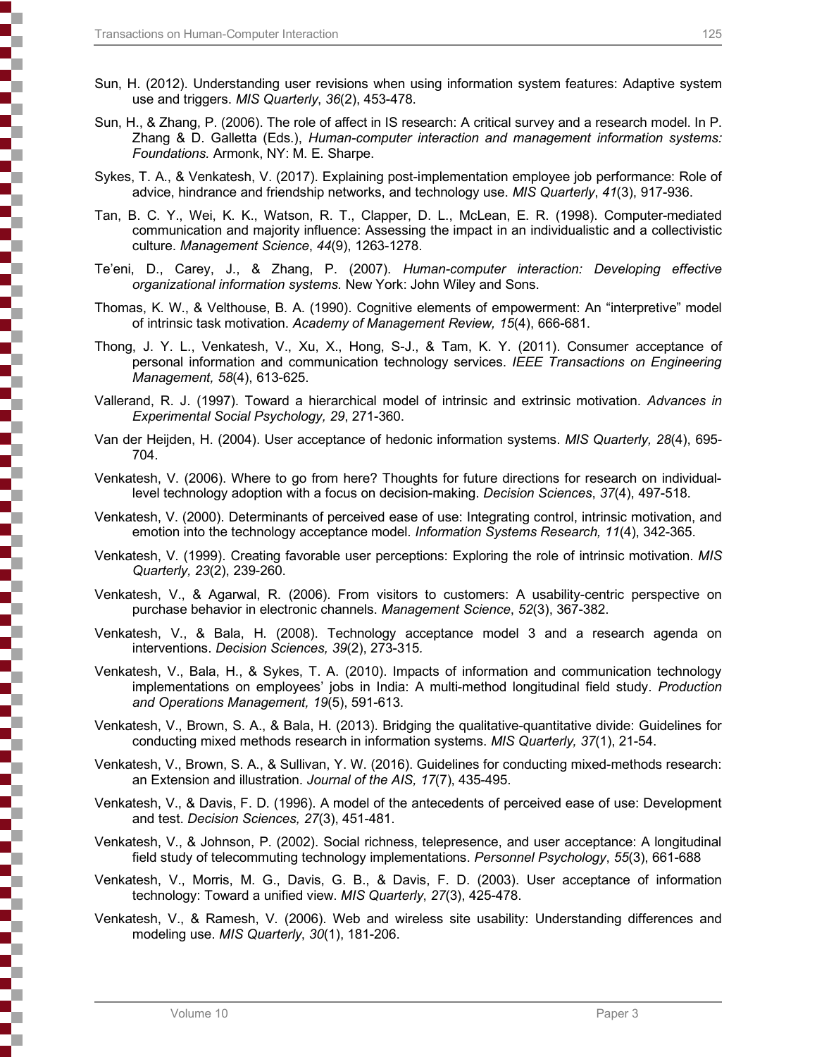Sun, H. (2012). Understanding user revisions when using information system features: Adaptive system use and triggers. *MIS Quarterly*, *36*(2), 453-478.

Sun, H., & Zhang, P. (2006). The role of affect in IS research: A critical survey and a research model. In P. Zhang & D. Galletta (Eds.), *Human-computer interaction and management information systems: Foundations.* Armonk, NY: M. E. Sharpe.

Sykes, T. A., & Venkatesh, V. (2017). Explaining post-implementation employee job performance: Role of advice, hindrance and friendship networks, and technology use. *MIS Quarterly*, *41*(3), 917-936.

Tan, B. C. Y., Wei, K. K., Watson, R. T., Clapper, D. L., McLean, E. R. (1998). Computer-mediated communication and majority influence: Assessing the impact in an individualistic and a collectivistic culture. *Management Science*, *44*(9), 1263-1278.

Te'eni, D., Carey, J., & Zhang, P. (2007). *Human-computer interaction: Developing effective organizational information systems.* New York: John Wiley and Sons.

Thomas, K. W., & Velthouse, B. A. (1990). Cognitive elements of empowerment: An "interpretive" model of intrinsic task motivation. *Academy of Management Review, 15*(4), 666-681.

Thong, J. Y. L., Venkatesh, V., Xu, X., Hong, S-J., & Tam, K. Y. (2011). Consumer acceptance of personal information and communication technology services. *IEEE Transactions on Engineering Management, 58*(4), 613-625.

Vallerand, R. J. (1997). Toward a hierarchical model of intrinsic and extrinsic motivation. *Advances in Experimental Social Psychology, 29*, 271-360.

Van der Heijden, H. (2004). User acceptance of hedonic information systems. *MIS Quarterly, 28*(4), 695-704.

Venkatesh, V. (2006). Where to go from here? Thoughts for future directions for research on individual-level technology adoption with a focus on decision-making. *Decision Sciences*, *37*(4), 497-518.

Venkatesh, V. (2000). Determinants of perceived ease of use: Integrating control, intrinsic motivation, and emotion into the technology acceptance model. *Information Systems Research, 11*(4), 342-365.

Venkatesh, V. (1999). Creating favorable user perceptions: Exploring the role of intrinsic motivation. *MIS Quarterly, 23*(2), 239-260.

Venkatesh, V., & Agarwal, R. (2006). From visitors to customers: A usability-centric perspective on purchase behavior in electronic channels. *Management Science*, *52*(3), 367-382.

Venkatesh, V., & Bala, H. (2008). Technology acceptance model 3 and a research agenda on interventions. *Decision Sciences, 39*(2), 273-315*.*

Venkatesh, V., Bala, H., & Sykes, T. A. (2010). Impacts of information and communication technology implementations on employees' jobs in India: A multi-method longitudinal field study. *Production and Operations Management, 19*(5), 591-613.

Venkatesh, V., Brown, S. A., & Bala, H. (2013). Bridging the qualitative-quantitative divide: Guidelines for conducting mixed methods research in information systems. *MIS Quarterly, 37*(1), 21-54.

Venkatesh, V., Brown, S. A., & Sullivan, Y. W. (2016). Guidelines for conducting mixed-methods research: an Extension and illustration. *Journal of the AIS, 17*(7), 435-495.

Venkatesh, V., & Davis, F. D. (1996). A model of the antecedents of perceived ease of use: Development and test. *Decision Sciences, 27*(3), 451-481.

Venkatesh, V., & Johnson, P. (2002). Social richness, telepresence, and user acceptance: A longitudinal field study of telecommuting technology implementations. *Personnel Psychology*, *55*(3), 661-688

Venkatesh, V., Morris, M. G., Davis, G. B., & Davis, F. D. (2003). User acceptance of information technology: Toward a unified view. *MIS Quarterly*, *27*(3), 425-478.

Venkatesh, V., & Ramesh, V. (2006). Web and wireless site usability: Understanding differences and modeling use. *MIS Quarterly*, *30*(1), 181-206.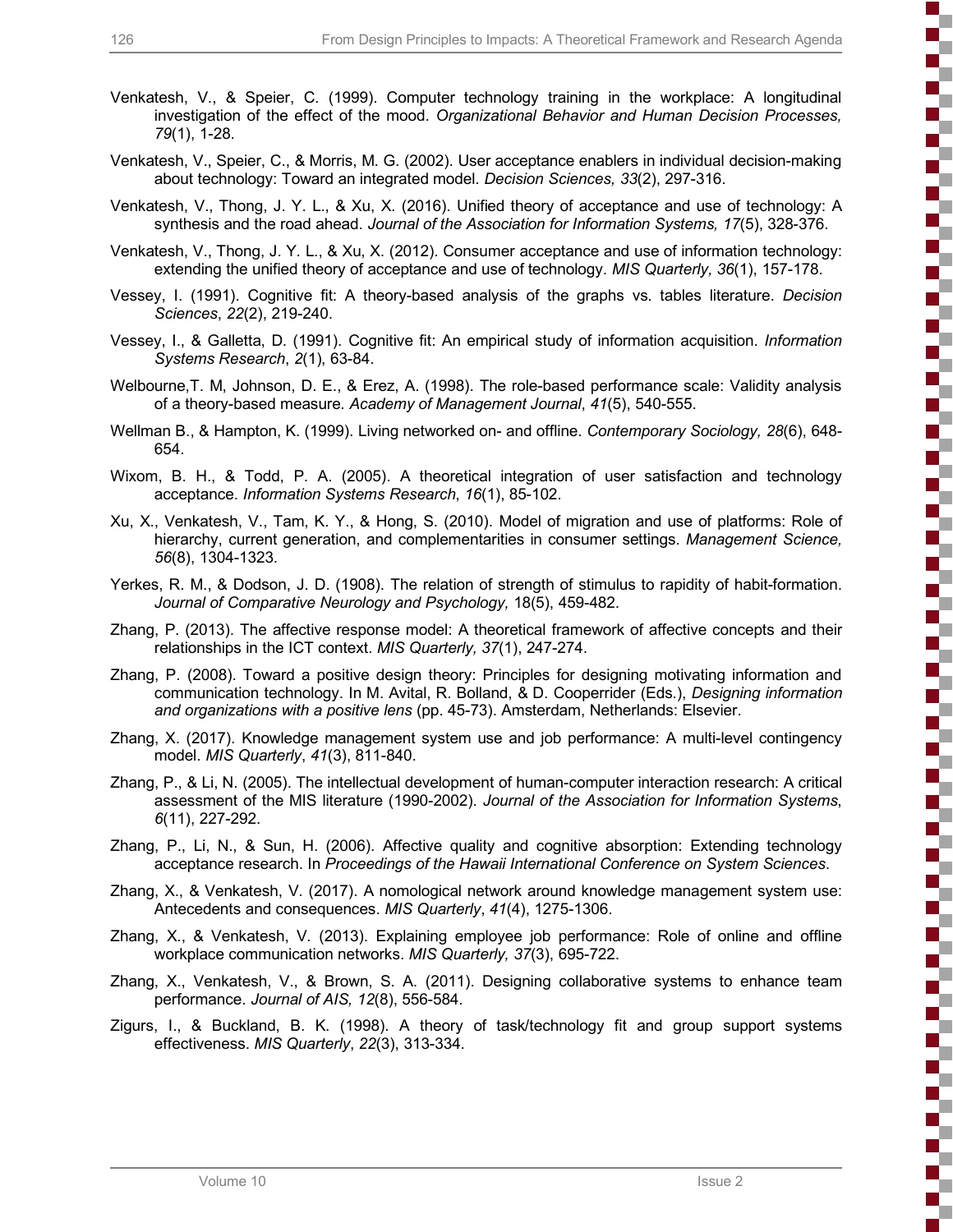Venkatesh, V., & Speier, C. (1999). Computer technology training in the workplace: A longitudinal investigation of the effect of the mood. *Organizational Behavior and Human Decision Processes, 79*(1), 1-28.

Venkatesh, V., Speier, C., & Morris, M. G. (2002). User acceptance enablers in individual decision-making about technology: Toward an integrated model. *Decision Sciences, 33*(2), 297-316.

Venkatesh, V., Thong, J. Y. L., & Xu, X. (2016). Unified theory of acceptance and use of technology: A synthesis and the road ahead. *Journal of the Association for Information Systems, 17*(5), 328-376.

Venkatesh, V., Thong, J. Y. L., & Xu, X. (2012). Consumer acceptance and use of information technology: extending the unified theory of acceptance and use of technology. *MIS Quarterly, 36*(1), 157-178.

Vessey, I. (1991). Cognitive fit: A theory-based analysis of the graphs vs. tables literature. *Decision Sciences*, *22*(2), 219-240.

Vessey, I., & Galletta, D. (1991). Cognitive fit: An empirical study of information acquisition. *Information Systems Research*, *2*(1), 63-84.

Welbourne,T. M, Johnson, D. E., & Erez, A. (1998). The role-based performance scale: Validity analysis of a theory-based measure. *Academy of Management Journal*, *41*(5), 540-555.

Wellman B., & Hampton, K. (1999). Living networked on- and offline. *Contemporary Sociology, 28*(6), 648-654.

Wixom, B. H., & Todd, P. A. (2005). A theoretical integration of user satisfaction and technology acceptance. *Information Systems Research*, *16*(1), 85-102.

Xu, X., Venkatesh, V., Tam, K. Y., & Hong, S. (2010). Model of migration and use of platforms: Role of hierarchy, current generation, and complementarities in consumer settings. *Management Science, 56*(8), 1304-1323.

Yerkes, R. M., & Dodson, J. D. (1908). The relation of strength of stimulus to rapidity of habit-formation. *Journal of Comparative Neurology and Psychology,* 18(5), 459-482.

Zhang, P. (2013). The affective response model: A theoretical framework of affective concepts and their relationships in the ICT context. *MIS Quarterly, 37*(1), 247-274.

Zhang, P. (2008). Toward a positive design theory: Principles for designing motivating information and communication technology. In M. Avital, R. Bolland, & D. Cooperrider (Eds.), *Designing information and organizations with a positive lens* (pp. 45-73). Amsterdam, Netherlands: Elsevier.

Zhang, X. (2017). Knowledge management system use and job performance: A multi-level contingency model. *MIS Quarterly*, *41*(3), 811-840.

Zhang, P., & Li, N. (2005). The intellectual development of human-computer interaction research: A critical assessment of the MIS literature (1990-2002). *Journal of the Association for Information Systems*, *6*(11), 227-292.

Zhang, P., Li, N., & Sun, H. (2006). Affective quality and cognitive absorption: Extending technology acceptance research. In *Proceedings of the Hawaii International Conference on System Sciences*.

Zhang, X., & Venkatesh, V. (2017). A nomological network around knowledge management system use: Antecedents and consequences. *MIS Quarterly*, *41*(4), 1275-1306.

Zhang, X., & Venkatesh, V. (2013). Explaining employee job performance: Role of online and offline workplace communication networks. *MIS Quarterly, 37*(3), 695-722.

Zhang, X., Venkatesh, V., & Brown, S. A. (2011). Designing collaborative systems to enhance team performance. *Journal of AIS, 12*(8), 556-584.

Zigurs, I., & Buckland, B. K. (1998). A theory of task/technology fit and group support systems effectiveness. *MIS Quarterly*, *22*(3), 313-334.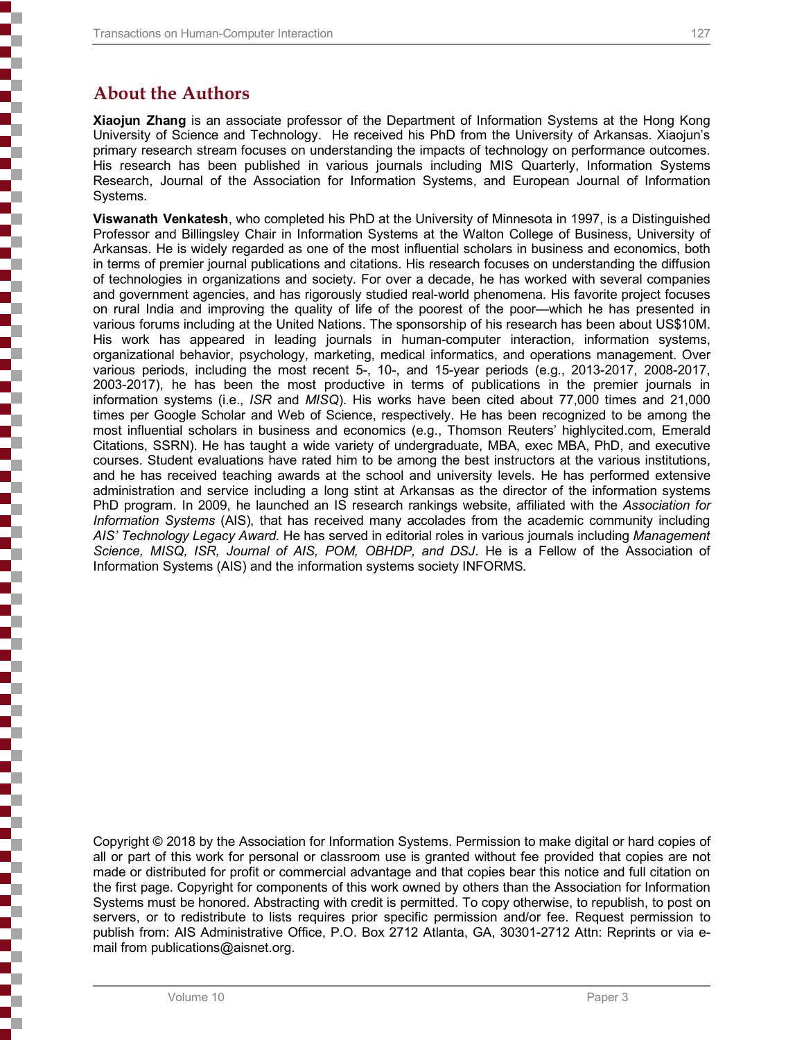## About the Authors

**Xiaojun Zhang** is an associate professor of the Department of Information Systems at the Hong Kong University of Science and Technology. He received his PhD from the University of Arkansas. Xiaojun's primary research stream focuses on understanding the impacts of technology on performance outcomes. His research has been published in various journals including MIS Quarterly, Information Systems Research, Journal of the Association for Information Systems, and European Journal of Information Systems.

**Viswanath Venkatesh**, who completed his PhD at the University of Minnesota in 1997, is a Distinguished Professor and Billingsley Chair in Information Systems at the Walton College of Business, University of Arkansas. He is widely regarded as one of the most influential scholars in business and economics, both in terms of premier journal publications and citations. His research focuses on understanding the diffusion of technologies in organizations and society. For over a decade, he has worked with several companies and government agencies, and has rigorously studied real-world phenomena. His favorite project focuses on rural India and improving the quality of life of the poorest of the poor—which he has presented in various forums including at the United Nations. The sponsorship of his research has been about US$10M. His work has appeared in leading journals in human-computer interaction, information systems, organizational behavior, psychology, marketing, medical informatics, and operations management. Over various periods, including the most recent 5-, 10-, and 15-year periods (e.g., 2013-2017, 2008-2017, 2003-2017), he has been the most productive in terms of publications in the premier journals in information systems (i.e., *ISR* and *MISQ*). His works have been cited about 77,000 times and 21,000 times per Google Scholar and Web of Science, respectively. He has been recognized to be among the most influential scholars in business and economics (e.g., Thomson Reuters' highlycited.com, Emerald Citations, SSRN). He has taught a wide variety of undergraduate, MBA, exec MBA, PhD, and executive courses. Student evaluations have rated him to be among the best instructors at the various institutions, and he has received teaching awards at the school and university levels. He has performed extensive administration and service including a long stint at Arkansas as the director of the information systems PhD program. In 2009, he launched an IS research rankings website, affiliated with the *Association for Information Systems* (AIS), that has received many accolades from the academic community including *AIS' Technology Legacy Award*. He has served in editorial roles in various journals including *Management Science, MISQ, ISR, Journal of AIS, POM, OBHDP, and DSJ*. He is a Fellow of the Association of Information Systems (AIS) and the information systems society INFORMS.

Copyright © 2018 by the Association for Information Systems. Permission to make digital or hard copies of all or part of this work for personal or classroom use is granted without fee provided that copies are not made or distributed for profit or commercial advantage and that copies bear this notice and full citation on the first page. Copyright for components of this work owned by others than the Association for Information Systems must be honored. Abstracting with credit is permitted. To copy otherwise, to republish, to post on servers, or to redistribute to lists requires prior specific permission and/or fee. Request permission to publish from: AIS Administrative Office, P.O. Box 2712 Atlanta, GA, 30301-2712 Attn: Reprints or via e-mail from publications@aisnet.org.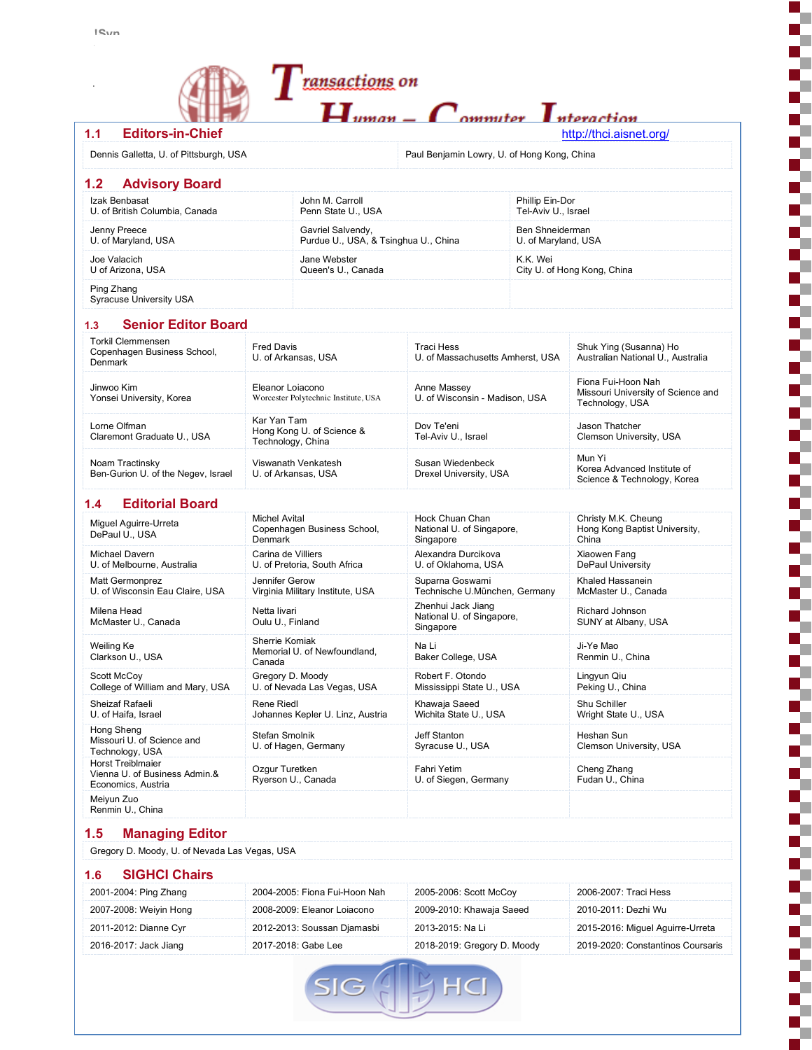# Transactions on Human – Computer Interaction

## 1.1 Editors-in-Chief

http://thci.aisnet.org/

| | |
|---|---|
| Dennis Galletta, U. of Pittsburgh, USA | Paul Benjamin Lowry, U. of Hong Kong, China |

## 1.2 Advisory Board

| | | |
|---|---|---|
| Izak Benbasat<br>U. of British Columbia, Canada | John M. Carroll<br>Penn State U., USA | Phillip Ein-Dor<br>Tel-Aviv U., Israel |
| Jenny Preece<br>U. of Maryland, USA | Gavriel Salvendy,<br>Purdue U., USA, & Tsinghua U., China | Ben Shneiderman<br>U. of Maryland, USA |
| Joe Valacich<br>U of Arizona, USA | Jane Webster<br>Queen's U., Canada | K.K. Wei<br>City U. of Hong Kong, China |
| Ping Zhang<br>Syracuse University USA | | |

## 1.3 Senior Editor Board

| | | | |
|---|---|---|---|
| Torkil Clemmensen<br>Copenhagen Business School, Denmark | Fred Davis<br>U. of Arkansas, USA | Traci Hess<br>U. of Massachusetts Amherst, USA | Shuk Ying (Susanna) Ho<br>Australian National U., Australia |
| Jinwoo Kim<br>Yonsei University, Korea | Eleanor Loiacono<br>Worcester Polytechnic Institute, USA | Anne Massey<br>U. of Wisconsin - Madison, USA | Fiona Fui-Hoon Nah<br>Missouri University of Science and Technology, USA |
| Lorne Olfman<br>Claremont Graduate U., USA | Kar Yan Tam<br>Hong Kong U. of Science & Technology, China | Dov Te'eni<br>Tel-Aviv U., Israel | Jason Thatcher<br>Clemson University, USA |
| Noam Tractinsky<br>Ben-Gurion U. of the Negev, Israel | Viswanath Venkatesh<br>U. of Arkansas, USA | Susan Wiedenbeck<br>Drexel University, USA | Mun Yi<br>Korea Advanced Institute of Science & Technology, Korea |

## 1.4 Editorial Board

| | | | |
|---|---|---|---|
| Miguel Aguirre-Urreta<br>DePaul U., USA | Michel Avital<br>Copenhagen Business School, Denmark | Hock Chuan Chan<br>National U. of Singapore, Singapore | Christy M.K. Cheung<br>Hong Kong Baptist University, China |
| Michael Davern<br>U. of Melbourne, Australia | Carina de Villiers<br>U. of Pretoria, South Africa | Alexandra Durcikova<br>U. of Oklahoma, USA | Xiaowen Fang<br>DePaul University |
| Matt Germonprez<br>U. of Wisconsin Eau Claire, USA | Jennifer Gerow<br>Virginia Military Institute, USA | Suparna Goswami<br>Technische U.München, Germany | Khaled Hassanein<br>McMaster U., Canada |
| Milena Head<br>McMaster U., Canada | Netta Iivari<br>Oulu U., Finland | Zhenhui Jack Jiang<br>National U. of Singapore, Singapore | Richard Johnson<br>SUNY at Albany, USA |
| Weiling Ke<br>Clarkson U., USA | Sherrie Komiak<br>Memorial U. of Newfoundland, Canada | Na Li<br>Baker College, USA | Ji-Ye Mao<br>Renmin U., China |
| Scott McCoy<br>College of William and Mary, USA | Gregory D. Moody<br>U. of Nevada Las Vegas, USA | Robert F. Otondo<br>Mississippi State U., USA | Lingyun Qiu<br>Peking U., China |
| Sheizaf Rafaeli<br>U. of Haifa, Israel | Rene Riedl<br>Johannes Kepler U. Linz, Austria | Khawaja Saeed<br>Wichita State U., USA | Shu Schiller<br>Wright State U., USA |
| Hong Sheng<br>Missouri U. of Science and Technology, USA | Stefan Smolnik<br>U. of Hagen, Germany | Jeff Stanton<br>Syracuse U., USA | Heshan Sun<br>Clemson University, USA |
| Horst Treiblmaier<br>Vienna U. of Business Admin.& Economics, Austria | Ozgur Turetken<br>Ryerson U., Canada | Fahri Yetim<br>U. of Siegen, Germany | Cheng Zhang<br>Fudan U., China |
| Meiyun Zuo<br>Renmin U., China | | | |

## 1.5 Managing Editor

Gregory D. Moody, U. of Nevada Las Vegas, USA

## 1.6 SIGHCI Chairs

| | | | |
|---|---|---|---|
| 2001-2004: Ping Zhang | 2004-2005: Fiona Fui-Hoon Nah | 2005-2006: Scott McCoy | 2006-2007: Traci Hess |
| 2007-2008: Weiyin Hong | 2008-2009: Eleanor Loiacono | 2009-2010: Khawaja Saeed | 2010-2011: Dezhi Wu |
| 2011-2012: Dianne Cyr | 2012-2013: Soussan Djamasbi | 2013-2015: Na Li | 2015-2016: Miguel Aguirre-Urreta |
| 2016-2017: Jack Jiang | 2017-2018: Gabe Lee | 2018-2019: Gregory D. Moody | 2019-2020: Constantinos Coursaris |